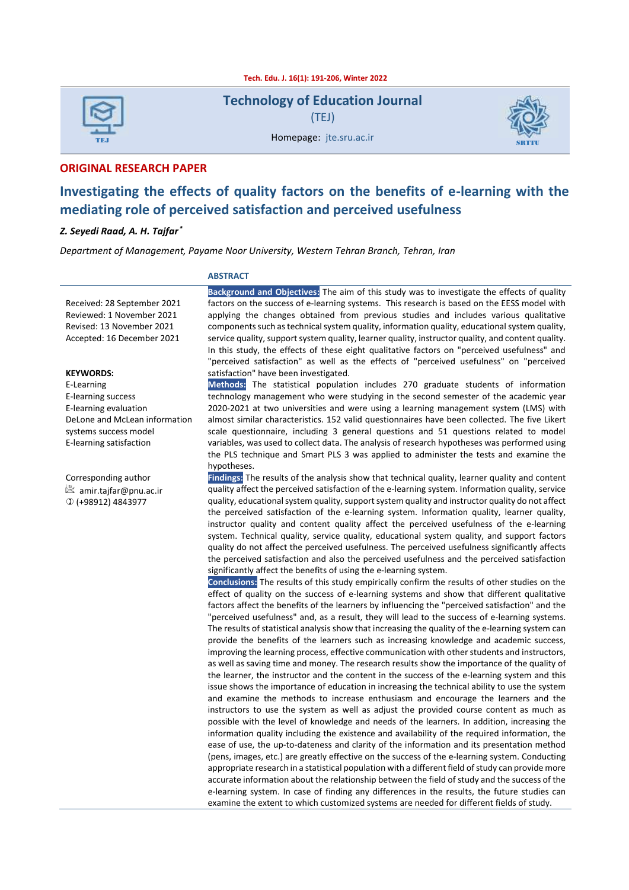# Technology of Education Journal

(TEJ)

Homepage: jte.sru.ac.ir

**ORIGINAL RESEARCH PAPER**

## Investigating the effects of quality factors on the benefits of e-learning with the mediating role of perceived satisfaction and perceived usefulness

*Z. Seyedi Raad, A. H. Tajfar\**

*Department of Management, Payame Noor University, Western Tehran Branch, Tehran, Iran*

Received: 28 September 2021
Reviewed: 1 November 2021
Revised: 13 November 2021
Accepted: 16 December 2021

**KEYWORDS:**
E-Learning
E-learning success
E-learning evaluation
DeLone and McLean information systems success model
E-learning satisfaction

Corresponding author
amir.tajfar@pnu.ac.ir
(+98912) 4843977

### ABSTRACT

**Background and Objectives:** The aim of this study was to investigate the effects of quality factors on the success of e-learning systems. This research is based on the EESS model with applying the changes obtained from previous studies and includes various qualitative components such as technical system quality, information quality, educational system quality, service quality, support system quality, learner quality, instructor quality, and content quality. In this study, the effects of these eight qualitative factors on "perceived usefulness" and "perceived satisfaction" as well as the effects of "perceived usefulness" on "perceived satisfaction" have been investigated.

**Methods:** The statistical population includes 270 graduate students of information technology management who were studying in the second semester of the academic year 2020-2021 at two universities and were using a learning management system (LMS) with almost similar characteristics. 152 valid questionnaires have been collected. The five Likert scale questionnaire, including 3 general questions and 51 questions related to model variables, was used to collect data. The analysis of research hypotheses was performed using the PLS technique and Smart PLS 3 was applied to administer the tests and examine the hypotheses.

**Findings:** The results of the analysis show that technical quality, learner quality and content quality affect the perceived satisfaction of the e-learning system. Information quality, service quality, educational system quality, support system quality and instructor quality do not affect the perceived satisfaction of the e-learning system. Information quality, learner quality, instructor quality and content quality affect the perceived usefulness of the e-learning system. Technical quality, service quality, educational system quality, and support factors quality do not affect the perceived usefulness. The perceived usefulness significantly affects the perceived satisfaction and also the perceived usefulness and the perceived satisfaction significantly affect the benefits of using the e-learning system.

**Conclusions:** The results of this study empirically confirm the results of other studies on the effect of quality on the success of e-learning systems and show that different qualitative factors affect the benefits of the learners by influencing the "perceived satisfaction" and the "perceived usefulness" and, as a result, they will lead to the success of e-learning systems. The results of statistical analysis show that increasing the quality of the e-learning system can provide the benefits of the learners such as increasing knowledge and academic success, improving the learning process, effective communication with other students and instructors, as well as saving time and money. The research results show the importance of the quality of the learner, the instructor and the content in the success of the e-learning system and this issue shows the importance of education in increasing the technical ability to use the system and examine the methods to increase enthusiasm and encourage the learners and the instructors to use the system as well as adjust the provided course content as much as possible with the level of knowledge and needs of the learners. In addition, increasing the information quality including the existence and availability of the required information, the ease of use, the up-to-dateness and clarity of the information and its presentation method (pens, images, etc.) are greatly effective on the success of the e-learning system. Conducting appropriate research in a statistical population with a different field of study can provide more accurate information about the relationship between the field of study and the success of the e-learning system. In case of finding any differences in the results, the future studies can examine the extent to which customized systems are needed for different fields of study.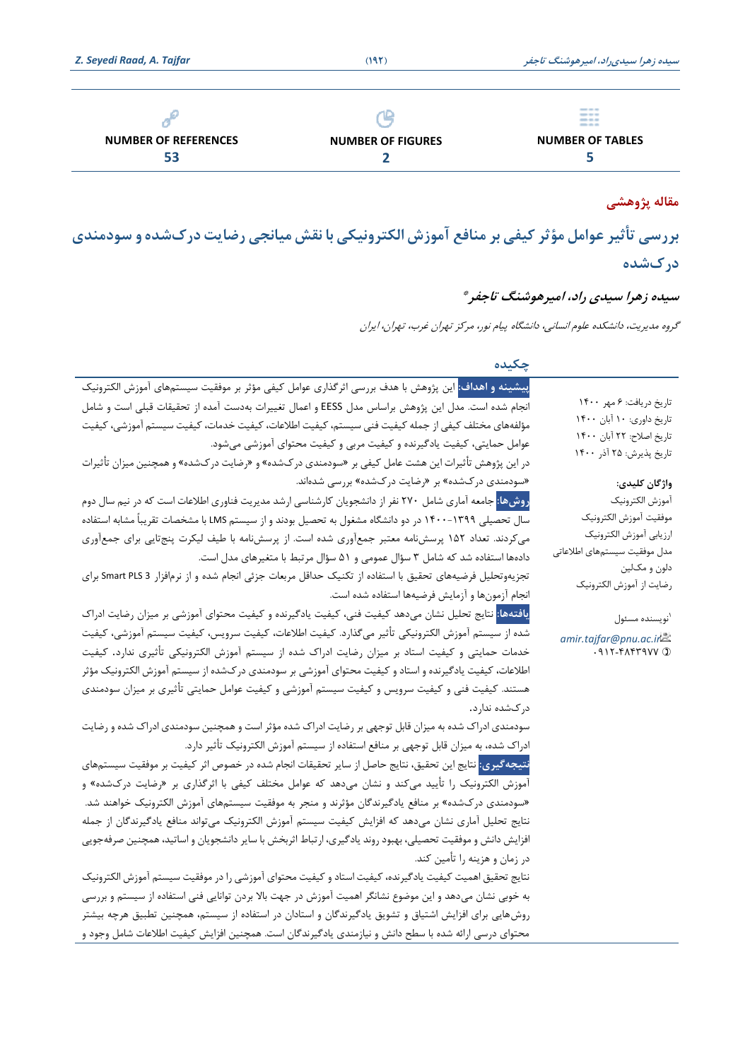| NUMBER OF REFERENCES | NUMBER OF FIGURES | NUMBER OF TABLES |
|---|---|---|
| 53 | 2 | 5 |

**مقاله پژوهشی**

# بررسی تأثیر عوامل مؤثر کیفی بر منافع آموزش الکترونیکی با نقش میانجی رضایت درک‌شده و سودمندی درک‌شده

***سیده زهرا سیدی راد، امیرهوشنگ تاجفر***[*]

*گروه مدیریت، دانشکده علوم انسانی، دانشگاه پیام نور، مرکز تهران غرب، تهران، ایران*

تاریخ دریافت: ۶ مهر ۱۴۰۰
تاریخ داوری: ۱۰ آبان ۱۴۰۰
تاریخ اصلاح: ۲۲ آبان ۱۴۰۰
تاریخ پذیرش: ۲۵ آذر ۱۴۰۰

**واژگان کلیدی:**
آموزش الکترونیک
موفقیت آموزش الکترونیک
ارزیابی آموزش الکترونیک
مدل موفقیت سیستم‌های اطلاعاتی
دلون و مکلین
رضایت از آموزش الکترونیک

[*] نویسنده مسئول
amir.tajfar@pnu.ac.ir
۰۹۱۲-۴۸۴۳۹۷۷

## چکیده

**پیشینه و اهداف:** این پژوهش با هدف بررسی اثرگذاری عوامل کیفی مؤثر بر موفقیت سیستم‌های آموزش الکترونیک انجام شده است. مدل این پژوهش براساس مدل EESS و اعمال تغییرات به‌دست آمده از تحقیقات قبلی است و شامل مؤلفه‌های مختلف کیفی از جمله کیفیت فنی سیستم، کیفیت اطلاعات، کیفیت خدمات، کیفیت سیستم آموزشی، کیفیت عوامل حمایتی، کیفیت یادگیرنده و کیفیت مربی و کیفیت محتوای آموزشی می‌شود.
در این پژوهش تأثیرات این هشت عامل کیفی بر «سودمندی درک‌شده» و «رضایت درک‌شده» و همچنین میزان تأثیرات «سودمندی درک‌شده» بر «رضایت درک‌شده» بررسی شده‌اند.

**روش‌ها:** جامعه آماری شامل ۲۷۰ نفر از دانشجویان کارشناسی ارشد مدیریت فناوری اطلاعات است که در نیم سال دوم سال تحصیلی ۱۳۹۹-۱۴۰۰ در دو دانشگاه مشغول به تحصیل بودند و از سیستم LMS با مشخصات تقریباً مشابه استفاده می‌کردند. تعداد ۱۵۲ پرسش‌نامه معتبر جمع‌آوری شده است. از پرسش‌نامه با طیف لیکرت پنج‌تایی برای جمع‌آوری داده‌ها استفاده شد که شامل ۳ سؤال عمومی و ۵۱ سؤال مرتبط با متغیرهای مدل است.
تجزیه‌وتحلیل فرضیه‌های تحقیق با استفاده از تکنیک حداقل مربعات جزئی انجام شده و از نرم‌افزار Smart PLS 3 برای انجام آزمون‌ها و آزمایش فرضیه‌ها استفاده شده است.

**یافته‌ها:** نتایج تحلیل نشان می‌دهد کیفیت فنی، کیفیت یادگیرنده و کیفیت محتوای آموزشی بر میزان رضایت ادراک شده از سیستم آموزش الکترونیکی تأثیر می‌گذارد. کیفیت اطلاعات، کیفیت سرویس، کیفیت سیستم آموزشی، کیفیت خدمات حمایتی و کیفیت استاد بر میزان رضایت ادراک شده از سیستم آموزش الکترونیکی تأثیری ندارد. کیفیت اطلاعات، کیفیت یادگیرنده و استاد و کیفیت محتوای آموزشی بر سودمندی درک‌شده از سیستم آموزش الکترونیک مؤثر هستند. کیفیت فنی و کیفیت سرویس و کیفیت سیستم آموزشی و کیفیت عوامل حمایتی تأثیری بر میزان سودمندی درک‌شده ندارد.
سودمندی ادراک شده به میزان قابل توجهی بر رضایت ادراک شده مؤثر است و همچنین سودمندی ادراک شده و رضایت ادراک شده، به میزان قابل توجهی بر منافع استفاده از سیستم آموزش الکترونیک تأثیر دارد.

**نتیجه‌گیری:** نتایج این تحقیق، نتایج حاصل از سایر تحقیقات انجام شده در خصوص اثر کیفیت بر موفقیت سیستم‌های آموزش الکترونیک را تأیید می‌کند و نشان می‌دهد که عوامل مختلف کیفی با اثرگذاری بر «رضایت درک‌شده» و «سودمندی درک‌شده» بر منافع یادگیرندگان مؤثرند و منجر به موفقیت سیستم‌های آموزش الکترونیک خواهند شد. نتایج تحلیل آماری نشان می‌دهد که افزایش کیفیت سیستم آموزش الکترونیک می‌تواند منافع یادگیرندگان از جمله افزایش دانش و موفقیت تحصیلی، بهبود روند یادگیری، ارتباط اثربخش با سایر دانشجویان و اساتید، همچنین صرفه‌جویی در زمان و هزینه را تأمین کند.
نتایج تحقیق اهمیت کیفیت یادگیرنده، کیفیت استاد و کیفیت محتوای آموزشی را در موفقیت سیستم آموزش الکترونیک به خوبی نشان می‌دهد و این موضوع نشانگر اهمیت آموزش در جهت بالا بردن توانایی فنی استفاده از سیستم و بررسی روش‌هایی برای افزایش اشتیاق و تشویق یادگیرندگان و استادان در استفاده از سیستم، همچنین تطبیق هرچه بیشتر محتوای درسی ارائه شده با سطح دانش و نیازمندی یادگیرندگان است. همچنین افزایش کیفیت اطلاعات شامل وجود و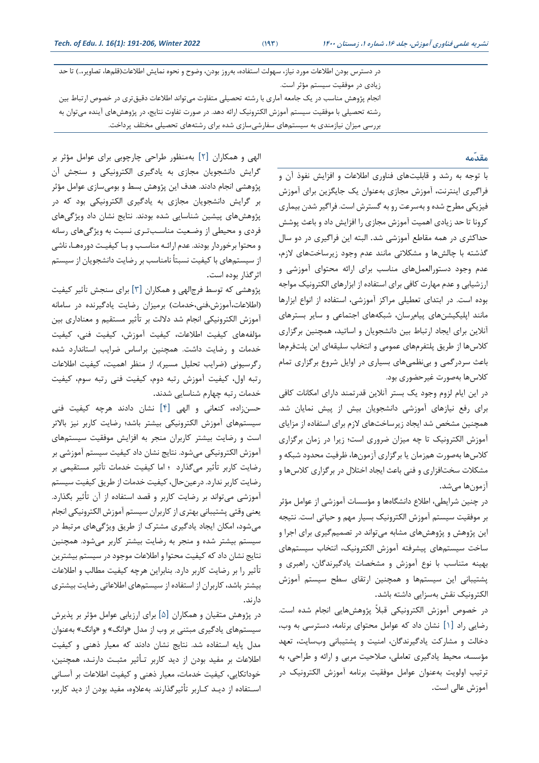در دسترس بودن اطلاعات مورد نیاز، سهولت استفاده، به‌روز بودن، وضوح و نحوه نمایش اطلاعات(قلم‌ها، تصاویر،..) تا حد زیادی در موفقیت سیستم مؤثر است.

انجام پژوهش مناسب در یک جامعه آماری با رشته تحصیلی متفاوت می‌تواند اطلاعات دقیق‌تری در خصوص ارتباط بین رشته تحصیلی با موفقیت سیستم آموزش الکترونیک ارائه دهد. در صورت تفاوت نتایج، در پژوهش‌های آینده می‌توان به بررسی میزان نیازمندی به سیستم‌های سفارشی‌سازی شده برای رشته‌های تحصیلی مختلف پرداخت.

## مقدّمه

با توجه به رشد و قابلیت‌های فناوری اطلاعات و افزایش نفوذ آن و فراگیری اینترنت، آموزش مجازی به‌عنوان یک جایگزین برای آموزش فیزیکی مطرح شده و به‌سرعت رو به گسترش است. فراگیر شدن بیماری کرونا تا حد زیادی اهمیت آموزش مجازی را افزایش داد و باعث پوشش حداکثری در همه مقاطع آموزشی شد. البته این فراگیری در دو سال گذشته با چالش‌ها و مشکلاتی مانند عدم وجود زیرساخت‌های لازم، عدم وجود دستورالعمل‌های مناسب برای ارائه محتوای آموزشی و ارزشیابی و عدم مهارت کافی برای استفاده از ابزارهای الکترونیک مواجه بوده است. در ابتدای تعطیلی مراکز آموزشی، استفاده از انواع ابزارها مانند اپلیکیشن‌های پیام‌رسان، شبکه‌های اجتماعی و سایر بسترهای آنلاین برای ایجاد ارتباط بین دانشجویان و اساتید، همچنین برگزاری کلاس‌ها از طریق پلتفرم‌های عمومی و انتخاب سلیقه‌ای این پلتفرم‌ها باعث سردرگمی و بی‌نظمی‌های بسیاری در اوایل شروع برگزاری تمام کلاس‌ها به‌صورت غیرحضوری بود.

در این ایام لزوم وجود یک بستر آنلاین قدرتمند دارای امکانات کافی برای رفع نیازهای آموزشی دانشجویان بیش از پیش نمایان شد. همچنین مشخص شد ایجاد زیرساخت‌های لازم برای استفاده از مزایای آموزش الکترونیک تا چه میزان ضروری است؛ زیرا در زمان برگزاری کلاس‌ها به‌صورت همزمان یا برگزاری آزمون‌ها، ظرفیت محدود شبکه و مشکلات سخت‌افزاری و فنی باعث ایجاد اختلال در برگزاری کلاس‌ها و آزمون‌ها می‌شد.

در چنین شرایطی، اطلاع دانشگاه‌ها و مؤسسات آموزشی از عوامل مؤثر بر موفقیت سیستم آموزش الکترونیک بسیار مهم و حیاتی است. نتیجه این پژوهش و پژوهش‌های مشابه می‌تواند در تصمیم‌گیری برای اجرا و ساخت سیستم‌های پیشرفته آموزش الکترونیک، انتخاب سیستم‌های بهینه متناسب با نوع آموزش و مشخصات یادگیرندگان، راهبری و پشتیبانی این سیستم‌ها و همچنین ارتقای سطح سیستم آموزش الکترونیک نقش به‌سزایی داشته باشد.

در خصوص آموزش الکترونیکی قبلاً پژوهش‌هایی انجام شده است. رضایی راد [۱] نشان داد که عوامل محتوای برنامه، دسترسی به وب، دخالت و مشارکت یادگیرندگان، امنیت و پشتیبانی وب‌سایت، تعهد مؤسسه، محیط یادگیری تعاملی، صلاحیت مربی و ارائه و طراحی، به ترتیب اولویت به‌عنوان عوامل موفقیت برنامه آموزش الکترونیک در آموزش عالی است.

الهی و همکاران [۲] به‌منظور طراحی چارچوبی برای عوامل مؤثر بر گرایش دانشجویان مجازی به یادگیری الکترونیکی و سنجش آن پژوهشی انجام دادند. هدف این پژوهش بسط و بومی‌سازی عوامل مؤثر بر گرایش دانشجویان مجازی به یادگیری الکترونیکی بود که در پژوهش‌های پیشین شناسایی شده بودند. نتایج نشان داد ویژگی‌های فردی و محیطی از وضعیت مناسب‌تری نسبت به ویژگی‌های رسانه و محتوا برخوردار بودند. عدم ارائه مناسب و با کیفیت دوره‌ها، ناشی از سیستم‌های با کیفیت نسبتاً نامناسب بر رضایت دانشجویان از سیستم اثرگذار بوده است.

پژوهشی که توسط فرج‌الهی و همکاران [۳] برای سنجش تأثیر کیفیت (اطلاعات،آموزش،فنی،خدمات) برمیزان رضایت یادگیرنده در سامانه آموزش الکترونیکی انجام شد دلالت بر تأثیر مستقیم و معناداری بین مؤلفه‌های کیفیت اطلاعات، کیفیت آموزش، کیفیت فنی، کیفیت خدمات و رضایت داشت. همچنین براساس ضرایب استاندارد شده رگرسیونی (ضرایب تحلیل مسیر)، از منظر اهمیت، کیفیت اطلاعات رتبه اول، کیفیت آموزش رتبه دوم، کیفیت فنی رتبه سوم، کیفیت خدمات رتبه چهارم شناسایی شدند.

حسن‌زاده، کنعانی و الهی [۴] نشان دادند هرچه کیفیت فنی سیستم‌های آموزش الکترونیکی بیشتر باشد؛ رضایت کاربر نیز بالاتر است و رضایت بیشتر کاربران منجر به افزایش موفقیت سیستم‌های آموزش الکترونیکی می‌شود. نتایج نشان داد کیفیت سیستم آموزشی بر رضایت کاربر تأثیر می‌گذارد ؛ اما کیفیت خدمات تأثیر مستقیمی بر رضایت کاربر ندارد. درعین‌حال، کیفیت خدمات از طریق کیفیت سیستم آموزشی می‌تواند بر رضایت کاربر و قصد استفاده از آن تأثیر بگذارد. یعنی وقتی پشتیبانی بهتری از کاربران سیستم آموزش الکترونیکی انجام می‌شود، امکان ایجاد یادگیری مشترک از طریق ویژگی‌های مرتبط در سیستم بیشتر شده و منجر به رضایت بیشتر کاربر می‌شود. همچنین نتایج نشان داد که کیفیت محتوا و اطلاعات موجود در سیستم بیشترین تأثیر را بر رضایت کاربر دارد. بنابراین هرچه کیفیت مطالب و اطلاعات بیشتر باشد، کاربران از استفاده از سیستم‌های اطلاعاتی رضایت بیشتری دارند.

در پژوهش متقیان و همکاران [۵] برای ارزیابی عوامل مؤثر بر پذیرش سیستم‌های یادگیری مبتنی بر وب از مدل «وانگ» و «وانگ» به‌عنوان مدل پایه استفاده شد. نتایج نشان دادند که معیار ذهنی و کیفیت اطلاعات بر مفید بودن از دید کاربر تأثیر مثبت دارند، همچنین، خودانکایی، کیفیت خدمات، معیار ذهنی و کیفیت اطلاعات بر آسانی استفاده از دید کاربر تأثیرگذارند. به‌علاوه، مفید بودن از دید کاربر،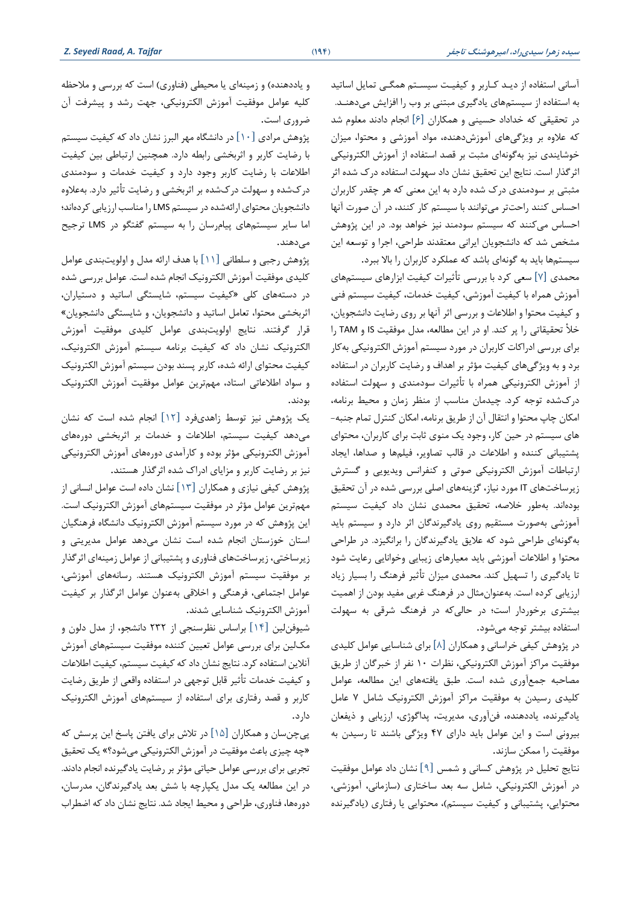آسانی استفاده از دیـد کـاربر و کیفیـت سیسـتم همگـی تمایل اساتید به استفاده از سیستم‌های یادگیری مبتنی بر وب را افزایش می‌دهنـد. در تحقیقی که خداداد حسینی و همکاران [۶] انجام دادند معلوم شد که علاوه بر ویژگی‌های آموزش‌دهنده، مواد آموزشی و محتوا، میزان خوشایندی نیز به‌گونه‌ای مثبت بر قصد استفاده از آموزش الکترونیکی اثرگذار است. نتایج این تحقیق نشان داد سهولت استفاده درک شده اثر مثبتی بر سودمندی درک شده دارد به این معنی که هر چقدر کاربران احساس کنند راحت‌تر می‌توانند با سیستم کار کنند، در آن صورت آنها احساس می‌کنند که سیستم سودمند نیز خواهد بود. در این پژوهش مشخص شد که دانشجویان ایرانی معتقدند طراحی، اجرا و توسعه این سیستم‌ها باید به گونه‌ای باشد که عملکرد کاربران را بالا ببرد.

محمدی [۷] سعی کرد با بررسی تأثیرات کیفیت ابزارهای سیستم‌های آموزش همراه با کیفیت آموزشی، کیفیت خدمات، کیفیت سیستم فنی و کیفیت محتوا و اطلاعات و بررسی اثر آنها بر روی رضایت دانشجویان، خلأ تحقیقاتی را پر کند. او در این مطالعه، مدل موفقیت IS و TAM را برای بررسی ادراکات کاربران در مورد سیستم آموزش الکترونیکی به‌کار برد و به ویژگی‌های کیفیت مؤثر بر اهداف و رضایت کاربران در استفاده از آموزش الکترونیکی همراه با تأثیرات سودمندی و سهولت استفاده درک‌شده توجه کرد. چیدمان مناسب از منظر زمان و محیط برنامه، امکان چاپ محتوا و انتقال آن از طریق برنامه، امکان کنترل تمام جنبه‌-های سیستم در حین کار، وجود یک منوی ثابت برای کاربران، محتوای پشتیبانی کننده و اطلاعات در قالب تصاویر، فیلم‌ها و صداها، ایجاد ارتباطات آموزش الکترونیکی صوتی و کنفرانس ویدیویی و گسترش زیرساخت‌های IT مورد نیاز، گزینه‌های اصلی بررسی شده در آن تحقیق بوده‌اند. به‌طور خلاصه، تحقیق محمدی نشان داد کیفیت سیستم آموزشی به‌صورت مستقیم روی یادگیرندگان اثر دارد و سیستم باید به‌گونه‌ای طراحی شود که علایق یادگیرندگان را برانگیزد. در طراحی محتوا و اطلاعات آموزشی باید معیارهای زیبایی وخوانایی رعایت شود تا یادگیری را تسهیل کند. محمدی میزان تأثیر فرهنگ را بسیار زیاد ارزیابی کرده است. به‌عنوان‌مثال در فرهنگ غربی مفید بودن از اهمیت بیشتری برخوردار است؛ در حالی‌که در فرهنگ شرقی به سهولت استفاده بیشتر توجه می‌شود.

در پژوهش کیفی خراسانی و همکاران [۸] برای شناسایی عوامل کلیدی موفقیت مراکز آموزش الکترونیکی، نظرات ۱۰ نفر از خبرگان از طریق مصاحبه جمع‌آوری شده است. طبق یافته‌های این مطالعه، عوامل کلیدی رسیدن به موفقیت مراکز آموزش الکترونیک شامل ۷ عامل یادگیرنده، یاددهنده، فن‌آوری، مدیریت، پداگوژی، ارزیابی و ذیفعان بیرونی است و این عوامل باید دارای ۴۷ ویژگی باشند تا رسیدن به موفقیت را ممکن سازند.

نتایج تحلیل در پژوهش کسانی و شمس [۹] نشان داد عوامل موفقیت در آموزش الکترونیکی، شامل سه بعد ساختاری (سازمانی، آموزشی، محتوایی، پشتیبانی و کیفیت سیستم)، محتوایی یا رفتاری (یادگیرنده و یاددهنده) و زمینه‌ای یا محیطی (فناوری) است که بررسی و ملاحظه کلیه عوامل موفقیت آموزش الکترونیکی، جهت رشد و پیشرفت آن ضروری است.

پژوهش مرادی [۱۰] در دانشگاه مهر البرز نشان داد که کیفیت سیستم با رضایت کاربر و اثربخشی رابطه دارد. همچنین ارتباطی بین کیفیت اطلاعات با رضایت کاربر وجود دارد و کیفیت خدمات و سودمندی درک‌شده و سهولت درک‌شده بر اثربخشی و رضایت تأثیر دارد. به‌علاوه دانشجویان محتوای ارائه‌شده در سیستم LMS را مناسب ارزیابی کرده‌اند؛ اما سایر سیستم‌های پیام‌رسان را به سیستم گفتگو در LMS ترجیح می‌دهند.

پژوهش رجبی و سلطانی [۱۱] با هدف ارائه مدل و اولویت‌بندی عوامل کلیدی موفقیت آموزش الکترونیک انجام شده است. عوامل بررسی شده در دسته‌های کلی «کیفیت سیستم، شایستگی اساتید و دستیاران، اثربخشی محتوا، تعامل اساتید و دانشجویان، و شایستگی دانشجویان» قرار گرفتند. نتایج اولویت‌بندی عوامل کلیدی موفقیت آموزش الکترونیک نشان داد که کیفیت برنامه سیستم آموزش الکترونیک، کیفیت محتوای ارائه شده، کاربر پسند بودن سیستم آموزش الکترونیک و سواد اطلاعاتی استاد، مهم‌ترین عوامل موفقیت آموزش الکترونیک بودند.

یک پژوهش نیز توسط زاهدی‌فرد [۱۲] انجام شده است که نشان می‌دهد کیفیت سیستم، اطلاعات و خدمات بر اثربخشی دوره‌های آموزش الکترونیکی مؤثر بوده و کارآمدی دوره‌های آموزش الکترونیکی نیز بر رضایت کاربر و مزایای ادراک شده اثرگذار هستند.

پژوهش کیفی نیازی و همکاران [۱۳] نشان داده است عوامل انسانی از مهم‌ترین عوامل مؤثر در موفقیت سیستم‌های آموزش الکترونیک است. این پژوهش که در مورد سیستم آموزش الکترونیک دانشگاه فرهنگیان استان خوزستان انجام شده است نشان می‌دهد عوامل مدیریتی و زیرساختی، زیرساخت‌های فناوری و پشتیبانی از عوامل زمینه‌ای اثرگذار بر موفقیت سیستم آموزش الکترونیک هستند. رسانه‌های آموزشی، عوامل اجتماعی، فرهنگی و اخلاقی به‌عنوان عوامل اثرگذار بر کیفیت آموزش الکترونیک شناسایی شدند.

شیوفن‌لین [۱۴] براساس نظرسنجی از ۲۳۲ دانشجو، از مدل دلون و مک‌لین برای بررسی عوامل تعیین کننده موفقیت سیستم‌های آموزش آنلاین استفاده کرد. نتایج نشان داد که کیفیت سیستم، کیفیت اطلاعات و کیفیت خدمات تأثیر قابل توجهی در استفاده واقعی از طریق رضایت کاربر و قصد رفتاری برای استفاده از سیستم‌های آموزش الکترونیک دارد.

پی‌چن‌سان و همکاران [۱۵] در تلاش برای یافتن پاسخ این پرسش که «چه چیزی باعث موفقیت در آموزش الکترونیکی می‌شود؟» یک تحقیق تجربی برای بررسی عوامل حیاتی مؤثر بر رضایت یادگیرنده انجام دادند. در این مطالعه یک مدل یکپارچه با شش بعد یادگیرندگان، مدرسان، دوره‌ها، فناوری، طراحی و محیط ایجاد شد. نتایج نشان داد که اضطراب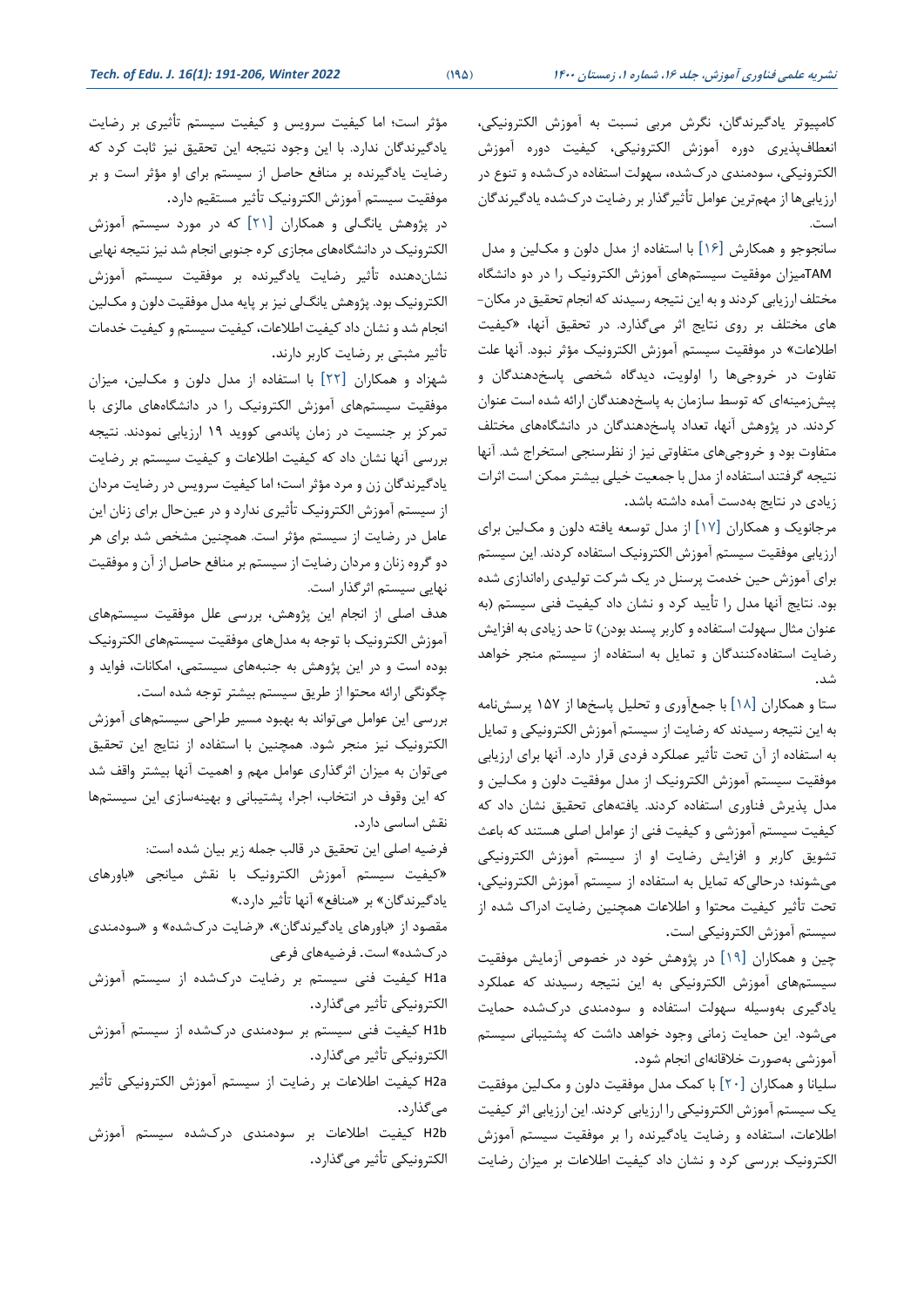کامپیوتر یادگیرندگان، نگرش مربی نسبت به آموزش الکترونیکی، انعطاف‌پذیری دوره آموزش الکترونیکی، کیفیت دوره آموزش الکترونیکی، سودمندی درک‌شده، سهولت استفاده درک‌شده و تنوع در ارزیابی‌ها از مهم‌ترین عوامل تأثیرگذار بر رضایت درک‌شده یادگیرندگان است.

سانجوجو و همکارش [۱۶] با استفاده از مدل دلون و مک‌لین و مدل TAMمیزان موفقیت سیستم‌های آموزش الکترونیک را در دو دانشگاه مختلف ارزیابی کردند و به این نتیجه رسیدند که انجام تحقیق در مکان-های مختلف بر روی نتایج اثر می‌گذارد. در تحقیق آنها، «کیفیت اطلاعات» در موفقیت سیستم آموزش الکترونیک مؤثر نبود. آنها علت تفاوت در خروجی‌ها را اولویت، دیدگاه شخصی پاسخ‌دهندگان و پیش‌زمینه‌ای که توسط سازمان به پاسخ‌دهندگان ارائه شده است عنوان کردند. در پژوهش آنها، تعداد پاسخ‌دهندگان در دانشگاه‌های مختلف متفاوت بود و خروجی‌های متفاوتی نیز از نظرسنجی استخراج شد. آنها نتیجه گرفتند استفاده از مدل با جمعیت خیلی بیشتر ممکن است اثرات زیادی در نتایج به‌دست آمده داشته باشد.

مرجانویک و همکاران [۱۷] از مدل توسعه یافته دلون و مک‌لین برای ارزیابی موفقیت سیستم آموزش الکترونیک استفاده کردند. این سیستم برای آموزش حین خدمت پرسنل در یک شرکت تولیدی راه‌اندازی شده بود. نتایج آنها مدل را تأیید کرد و نشان داد کیفیت فنی سیستم (به عنوان مثال سهولت استفاده و کاربر پسند بودن) تا حد زیادی به افزایش رضایت استفاده‌کنندگان و تمایل به استفاده از سیستم منجر خواهد شد.

ستا و همکاران [۱۸] با جمع‌آوری و تحلیل پاسخ‌ها از ۱۵۷ پرسش‌نامه به این نتیجه رسیدند که رضایت از سیستم آموزش الکترونیکی و تمایل به استفاده از آن تحت تأثیر عملکرد فردی قرار دارد. آنها برای ارزیابی موفقیت سیستم آموزش الکترونیک از مدل موفقیت دلون و مک‌لین و مدل پذیرش فناوری استفاده کردند. یافته‌های تحقیق نشان داد که کیفیت سیستم آموزشی و کیفیت فنی از عوامل اصلی هستند که باعث تشویق کاربر و افزایش رضایت او از سیستم آموزش الکترونیکی می‌شوند؛ درحالی‌که تمایل به استفاده از سیستم آموزش الکترونیکی، تحت تأثیر کیفیت محتوا و اطلاعات همچنین رضایت ادراک شده از سیستم آموزش الکترونیکی است.

چین و همکاران [۱۹] در پژوهش خود در خصوص آزمایش موفقیت سیستم‌های آموزش الکترونیکی به این نتیجه رسیدند که عملکرد یادگیری به‌وسیله سهولت استفاده و سودمندی درک‌شده حمایت می‌شود. این حمایت زمانی وجود خواهد داشت که پشتیبانی سیستم آموزشی به‌صورت خلاقانه‌ای انجام شود.

سلیانا و همکاران [۲۰] با کمک مدل موفقیت دلون و مک‌لین موفقیت یک سیستم آموزش الکترونیکی را ارزیابی کردند. این ارزیابی اثر کیفیت اطلاعات، استفاده و رضایت یادگیرنده را بر موفقیت سیستم آموزش الکترونیک بررسی کرد و نشان داد کیفیت اطلاعات بر میزان رضایت مؤثر است؛ اما کیفیت سرویس و کیفیت سیستم تأثیری بر رضایت یادگیرندگان ندارد. با این وجود نتیجه این تحقیق نیز ثابت کرد که رضایت یادگیرنده بر منافع حاصل از سیستم برای او مؤثر است و بر موفقیت سیستم آموزش الکترونیک تأثیر مستقیم دارد.

در پژوهش یانگ‌لی و همکاران [۲۱] که در مورد سیستم آموزش الکترونیک در دانشگاه‌های مجازی کره جنوبی انجام شد نیز نتیجه نهایی نشان‌دهنده تأثیر رضایت یادگیرنده بر موفقیت سیستم آموزش الکترونیک بود. پژوهش یانگ‌لی نیز بر پایه مدل موفقیت دلون و مک‌لین انجام شد و نشان داد کیفیت اطلاعات، کیفیت سیستم و کیفیت خدمات تأثیر مثبتی بر رضایت کاربر دارند.

شهزاد و همکاران [۲۲] با استفاده از مدل دلون و مک‌لین، میزان موفقیت سیستم‌های آموزش الکترونیک را در دانشگاه‌های مالزی با تمرکز بر جنسیت در زمان پاندمی کووید ۱۹ ارزیابی نمودند. نتیجه بررسی آنها نشان داد که کیفیت اطلاعات و کیفیت سیستم بر رضایت یادگیرندگان زن و مرد مؤثر است؛ اما کیفیت سرویس در رضایت مردان از سیستم آموزش الکترونیک تأثیری ندارد و در عین‌حال برای زنان این عامل در رضایت از سیستم مؤثر است. همچنین مشخص شد برای هر دو گروه زنان و مردان رضایت از سیستم بر منافع حاصل از آن و موفقیت نهایی سیستم اثرگذار است.

هدف اصلی از انجام این پژوهش، بررسی علل موفقیت سیستم‌های آموزش الکترونیک با توجه به مدل‌های موفقیت سیستم‌های الکترونیک بوده است و در این پژوهش به جنبه‌های سیستمی، امکانات، فواید و چگونگی ارائه محتوا از طریق سیستم بیشتر توجه شده است.

بررسی این عوامل می‌تواند به بهبود مسیر طراحی سیستم‌های آموزش الکترونیک نیز منجر شود. همچنین با استفاده از نتایج این تحقیق می‌توان به میزان اثرگذاری عوامل مهم و اهمیت آنها بیشتر واقف شد که این وقوف در انتخاب، اجرا، پشتیبانی و بهینه‌سازی این سیستم‌ها نقش اساسی دارد.

فرضیه اصلی این تحقیق در قالب جمله زیر بیان شده است:

«کیفیت سیستم آموزش الکترونیک با نقش میانجی «باورهای یادگیرندگان» بر «منافع» آنها تأثیر دارد.»

مقصود از «باورهای یادگیرندگان»، «رضایت درک‌شده» و «سودمندی درک‌شده» است. فرضیه‌های فرعی

H1a کیفیت فنی سیستم بر رضایت درک‌شده از سیستم آموزش الکترونیکی تأثیر می‌گذارد.

H1b کیفیت فنی سیستم بر سودمندی درک‌شده از سیستم آموزش الکترونیکی تأثیر می‌گذارد.

H2a کیفیت اطلاعات بر رضایت از سیستم آموزش الکترونیکی تأثیر می‌گذارد.

H2b کیفیت اطلاعات بر سودمندی درک‌شده سیستم آموزش الکترونیکی تأثیر می‌گذارد.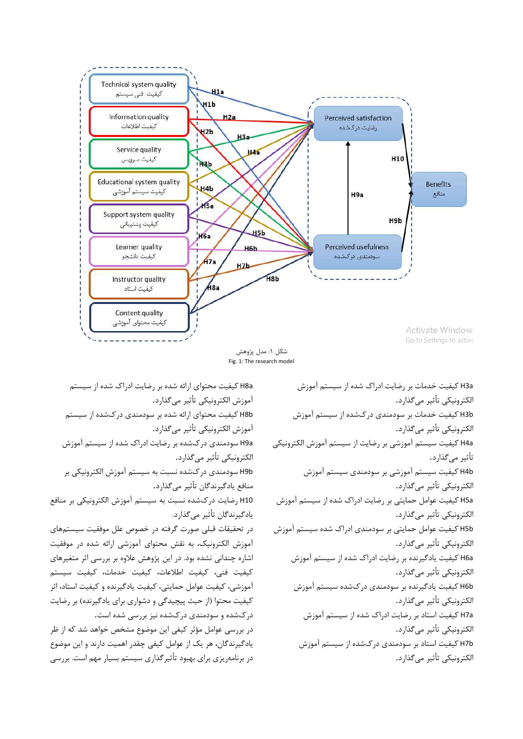شکل ۱: مدل پژوهش

Fig. 1: The research model

H3a کیفیت خدمات بر رضایت ادراک شده از سیستم آموزش الکترونیکی تأثیر می‌گذارد.

H3b کیفیت خدمات بر سودمندی درک‌شده از سیستم آموزش الکترونیکی تأثیر می‌گذارد.

H4a کیفیت سیستم آموزشی بر رضایت از سیستم آموزش الکترونیکی تأثیر می‌گذارد.

H4b کیفیت سیستم آموزشی بر سودمندی سیستم آموزش الکترونیکی تأثیر می‌گذارد.

H5a کیفیت عوامل حمایتی بر رضایت ادراک شده از سیستم آموزش الکترونیکی تأثیر می‌گذارد.

H5b کیفیت عوامل حمایتی بر سودمندی ادراک شده سیستم آموزش الکترونیکی تأثیر می‌گذارد.

H6a کیفیت یادگیرنده بر رضایت ادراک شده از سیستم آموزش الکترونیکی تأثیر می‌گذارد.

H6b کیفیت یادگیرنده بر سودمندی درک‌شده سیستم آموزش الکترونیکی تأثیر می‌گذارد.

H7a کیفیت استاد بر رضایت ادراک شده از سیستم آموزش الکترونیکی تأثیر می‌گذارد.

H7b کیفیت استاد بر سودمندی درک‌شده از سیستم آموزش الکترونیکی تأثیر می‌گذارد.

H8a کیفیت محتوای ارائه شده بر رضایت ادراک شده از سیستم آموزش الکترونیکی تأثیر می‌گذارد.

H8b کیفیت محتوای ارائه شده بر سودمندی درک‌شده از سیستم آموزش الکترونیکی تأثیر می‌گذارد.

H9a سودمندی درک‌شده بر رضایت ادراک شده از سیستم آموزش الکترونیکی تأثیر می‌گذارد.

H9b سودمندی درک‌شده نسبت به سیستم آموزش الکترونیکی بر منافع یادگیرندگان تأثیر می‌گذارد.

H10 رضایت درک‌شده نسبت به سیستم آموزش الکترونیکی بر منافع یادگیرندگان تأثیر می‌گذارد.

در تحقیقات قبلی صورت گرفته در خصوص علل موفقیت سیستم‌های آموزش الکترونیک، به نقش محتوای آموزشی ارائه شده در موفقیت اشاره چندانی نشده بود. در این پژوهش علاوه بر بررسی اثر متغیرهای کیفیت فنی، کیفیت اطلاعات، کیفیت خدمات، کیفیت سیستم آموزشی، کیفیت عوامل حمایتی، کیفیت یادگیرنده و کیفیت استاد، اثر کیفیت محتوا (از حیث پیچیدگی و دشواری برای یادگیرنده) بر رضایت درک‌شده و سودمندی درک‌شده نیز بررسی شده است.

در بررسی عوامل مؤثر کیفی این موضوع مشخص خواهد شد که از ظر یادگیرندگان، هر یک از عوامل کیفی چقدر اهمیت دارند و این موضوع در برنامه‌ریزی برای بهبود تأثیرگذاری سیستم بسیار مهم است. بررسی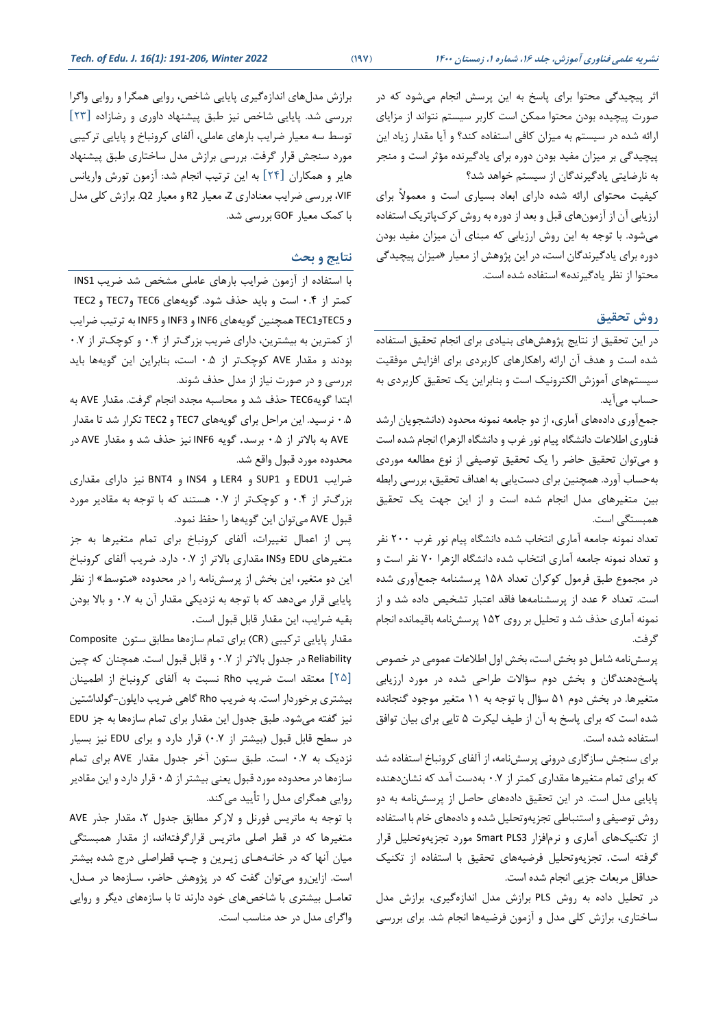اثر پیچیدگی محتوا برای پاسخ به این پرسش انجام می‌شود که در صورت پیچیده بودن محتوا ممکن است کاربر سیستم نتواند از مزایای ارائه شده در سیستم به میزان کافی استفاده کند؟ و آیا مقدار زیاد این پیچیدگی بر میزان مفید بودن دوره برای یادگیرنده مؤثر است و منجر به نارضایتی یادگیرندگان از سیستم خواهد شد؟

کیفیت محتوای ارائه شده دارای ابعاد بسیاری است و معمولاً برای ارزیابی آن از آزمون‌های قبل و بعد از دوره به روش کرک‌پاتریک استفاده می‌شود. با توجه به این روش ارزیابی که مبنای آن میزان مفید بودن دوره برای یادگیرندگان است، در این پژوهش از معیار «میزان پیچیدگی محتوا از نظر یادگیرنده» استفاده شده است.

## روش تحقیق

در این تحقیق از نتایج پژوهش‌های بنیادی برای انجام تحقیق استفاده شده است و هدف آن ارائه راهکارهای کاربردی برای افزایش موفقیت سیستم‌های آموزش الکترونیک است و بنابراین یک تحقیق کاربردی به حساب می‌آید.

جمع‌آوری داده‌های آماری، از دو جامعه نمونه محدود (دانشجویان ارشد فناوری اطلاعات دانشگاه پیام نور غرب و دانشگاه الزهرا) انجام شده است و می‌توان تحقیق حاضر را یک تحقیق توصیفی از نوع مطالعه موردی به‌حساب آورد. همچنین برای دست‌یابی به اهداف تحقیق، بررسی رابطه بین متغیرهای مدل انجام شده است و از این جهت یک تحقیق همبستگی است.

تعداد نمونه جامعه آماری انتخاب شده دانشگاه پیام نور غرب ۲۰۰ نفر و تعداد نمونه جامعه آماری انتخاب شده دانشگاه الزهرا ۷۰ نفر است و در مجموع طبق فرمول کوکران تعداد ۱۵۸ پرسشنامه جمع‌آوری شده است. تعداد ۶ عدد از پرسشنامه‌ها فاقد اعتبار تشخیص داده شد و از نمونه آماری حذف شد و تحلیل بر روی ۱۵۲ پرسش‌نامه باقیمانده انجام گرفت.

پرسش‌نامه شامل دو بخش است، بخش اول اطلاعات عمومی در خصوص پاسخ‌دهندگان و بخش دوم سؤالات طراحی شده در مورد ارزیابی متغیرها. در بخش دوم ۵۱ سؤال با توجه به ۱۱ متغیر موجود گنجانده شده است که برای پاسخ به آن از طیف لیکرت ۵ تایی برای بیان توافق استفاده شده است.

برای سنجش سازگاری درونی پرسش‌نامه، از آلفای کرونباخ استفاده شد که برای تمام متغیرها مقداری کمتر از ۰.۷ به‌دست آمد که نشان‌دهنده پایایی مدل است. در این تحقیق داده‌های حاصل از پرسش‌نامه به دو روش توصیفی و استنباطی تجزیه‌وتحلیل شده و داده‌های خام با استفاده از تکنیک‌های آماری و نرم‌افزار Smart PLS3 مورد تجزیه‌وتحلیل قرار گرفته است. تجزیه‌وتحلیل فرضیه‌های تحقیق با استفاده از تکنیک حداقل مربعات جزیی انجام شده است.

در تحلیل داده به روش PLS برازش مدل اندازه‌گیری، برازش مدل ساختاری، برازش کلی مدل و آزمون فرضیه‌ها انجام شد. برای بررسی برازش مدل‌های اندازه‌گیری پایایی شاخص، روایی همگرا و روایی واگرا بررسی شد. پایایی شاخص نیز طبق پیشنهاد داوری و رضازاده [۲۳] توسط سه معیار ضرایب بارهای عاملی، آلفای کرونباخ و پایایی ترکیبی مورد سنجش قرار گرفت. بررسی برازش مدل ساختاری طبق پیشنهاد هایر و همکاران [۲۴] به این ترتیب انجام شد: آزمون تورش واریانس VIF، بررسی ضرایب معناداری Z، معیار R2 و معیار Q2. برازش کلی مدل با کمک معیار GOF بررسی شد.

## نتایج و بحث

با استفاده از آزمون ضرایب بارهای عاملی مشخص شد ضریب INS1 کمتر از ۰.۴ است و باید حذف شود. گویه‌های TEC6 وTEC7 و TEC2 و TEC5وTEC1 همچنین گویه‌های INF6 و INF3 و INF5 به ترتیب ضرایب از کمترین به بیشترین، دارای ضریب بزرگ‌تر از ۰.۴ و کوچک‌تر از ۰.۷ بودند و مقدار AVE کوچک‌تر از ۰.۵ است، بنابراین این گویه‌ها باید بررسی و در صورت نیاز از مدل حذف شوند.

ابتدا گویهTEC6 حذف شد و محاسبه مجدد انجام گرفت. مقدار AVE به ۰.۵ نرسید. این مراحل برای گویه‌های TEC7 و TEC2 تکرار شد تا مقدار AVE به بالاتر از ۰.۵ برسد. گویه INF6 نیز حذف شد و مقدار AVE در محدوده مورد قبول واقع شد.

ضرایب EDU1 و SUP1 و LER4 و INS4 و BNT4 نیز دارای مقداری بزرگ‌تر از ۰.۴ و کوچک‌تر از ۰.۷ هستند که با توجه به مقادیر مورد قبول AVE می‌توان این گویه‌ها را حفظ نمود.

پس از اعمال تغییرات، آلفای کرونباخ برای تمام متغیرها به جز متغیرهای EDU وINS مقداری بالاتر از ۰.۷ دارد. ضریب آلفای کرونباخ این دو متغیر، این بخش از پرسش‌نامه را در محدوده «متوسط» از نظر پایایی قرار می‌دهد که با توجه به نزدیکی مقدار آن به ۰.۷ و بالا بودن بقیه ضرایب، این مقدار قابل قبول است.

مقدار پایایی ترکیبی (CR) برای تمام سازه‌ها مطابق ستون Composite Reliability در جدول بالاتر از ۰.۷ و قابل قبول است. همچنان که چین [۲۵] معتقد است ضریب Rho نسبت به آلفای کرونباخ از اطمینان بیشتری برخوردار است. به ضریب Rho گاهی ضریب دایلون-گولداشتین نیز گفته می‌شود. طبق جدول این مقدار برای تمام سازه‌ها به جز EDU در سطح قابل قبول (بیشتر از ۰.۷) قرار دارد و برای EDU نیز بسیار نزدیک به ۰.۷ است. طبق ستون آخر جدول مقدار AVE برای تمام سازه‌ها در محدوده مورد قبول یعنی بیشتر از ۰.۵ قرار دارد و این مقادیر روایی همگرای مدل را تأیید می‌کند.

با توجه به ماتریس فورنل و لارکر مطابق جدول ۲، مقدار جذر AVE متغیرها که در قطر اصلی ماتریس قرارگرفته‌اند، از مقدار همبستگی میان آنها که در خانه‌های زیرین و چپ قطراصلی درج شده بیشتر است. ازاین‌رو می‌توان گفت که در پژوهش حاضر، سازه‌ها در مدل، تعامل بیشتری با شاخص‌های خود دارند تا با سازه‌های دیگر و روایی واگرای مدل در حد مناسب است.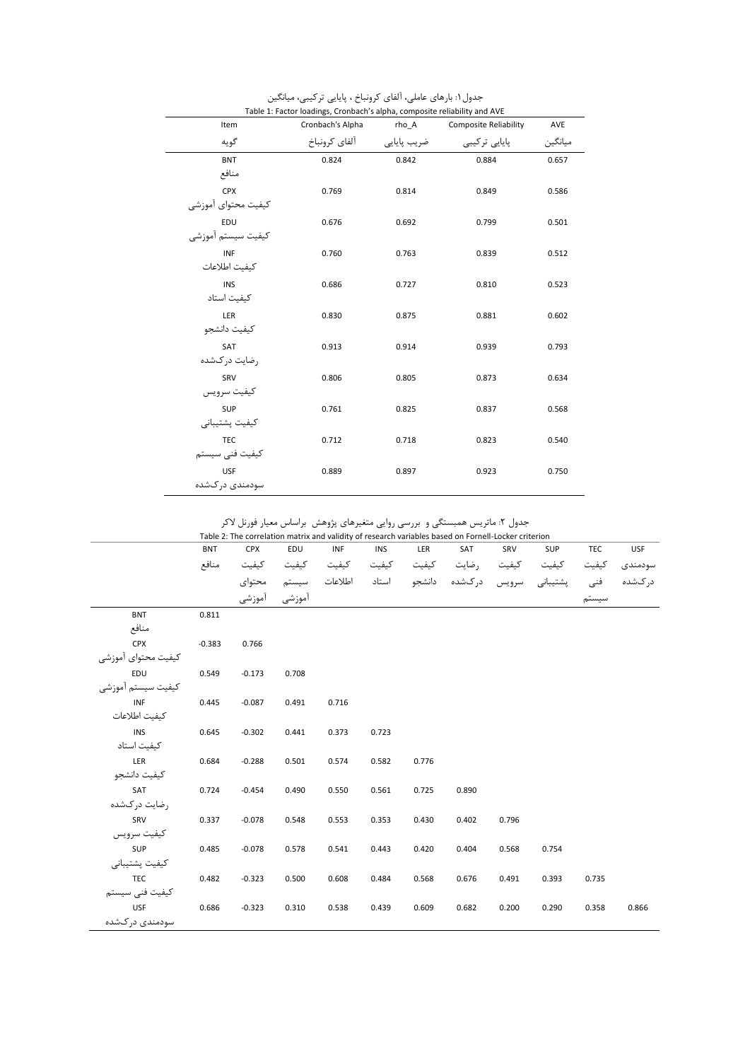جدول ۱: بارهای عاملی، آلفای کرونباخ ، پایایی ترکیبی، میانگین

Table 1: Factor loadings, Cronbach's alpha, composite reliability and AVE

| Item<br>گویه | Cronbach's Alpha<br>آلفای کرونباخ | rho_A<br>ضریب پایایی | Composite Reliability<br>پایایی ترکیبی | AVE<br>میانگین |
|---|---|---|---|---|
| BNT<br>منافع | 0.824 | 0.842 | 0.884 | 0.657 |
| CPX<br>کیفیت محتوای آموزشی | 0.769 | 0.814 | 0.849 | 0.586 |
| EDU<br>کیفیت سیستم آموزشی | 0.676 | 0.692 | 0.799 | 0.501 |
| INF<br>کیفیت اطلاعات | 0.760 | 0.763 | 0.839 | 0.512 |
| INS<br>کیفیت استاد | 0.686 | 0.727 | 0.810 | 0.523 |
| LER<br>کیفیت دانشجو | 0.830 | 0.875 | 0.881 | 0.602 |
| SAT<br>رضایت درک‌شده | 0.913 | 0.914 | 0.939 | 0.793 |
| SRV<br>کیفیت سرویس | 0.806 | 0.805 | 0.873 | 0.634 |
| SUP<br>کیفیت پشتیبانی | 0.761 | 0.825 | 0.837 | 0.568 |
| TEC<br>کیفیت فنی سیستم | 0.712 | 0.718 | 0.823 | 0.540 |
| USF<br>سودمندی درک‌شده | 0.889 | 0.897 | 0.923 | 0.750 |

جدول ۲: ماتریس همبستگی و بررسی روایی متغیرهای پژوهش براساس معیار فورنل لاکر

Table 2: The correlation matrix and validity of research variables based on Fornell-Locker criterion

| | BNT<br>منافع | CPX<br>کیفیت محتوای آموزشی | EDU<br>کیفیت سیستم آموزشی | INF<br>کیفیت اطلاعات | INS<br>کیفیت استاد | LER<br>کیفیت دانشجو | SAT<br>رضایت درک‌شده | SRV<br>کیفیت سرویس | SUP<br>کیفیت پشتیبانی | TEC<br>کیفیت فنی سیستم | USF<br>سودمندی درک‌شده |
|---|---|---|---|---|---|---|---|---|---|---|---|
| BNT<br>منافع | 0.811 | | | | | | | | | | |
| CPX<br>کیفیت محتوای آموزشی | -0.383 | 0.766 | | | | | | | | | |
| EDU<br>کیفیت سیستم آموزشی | 0.549 | -0.173 | 0.708 | | | | | | | | |
| INF<br>کیفیت اطلاعات | 0.445 | -0.087 | 0.491 | 0.716 | | | | | | | |
| INS<br>کیفیت استاد | 0.645 | -0.302 | 0.441 | 0.373 | 0.723 | | | | | | |
| LER<br>کیفیت دانشجو | 0.684 | -0.288 | 0.501 | 0.574 | 0.582 | 0.776 | | | | | |
| SAT<br>رضایت درک‌شده | 0.724 | -0.454 | 0.490 | 0.550 | 0.561 | 0.725 | 0.890 | | | | |
| SRV<br>کیفیت سرویس | 0.337 | -0.078 | 0.548 | 0.553 | 0.353 | 0.430 | 0.402 | 0.796 | | | |
| SUP<br>کیفیت پشتیبانی | 0.485 | -0.078 | 0.578 | 0.541 | 0.443 | 0.420 | 0.404 | 0.568 | 0.754 | | |
| TEC<br>کیفیت فنی سیستم | 0.482 | -0.323 | 0.500 | 0.608 | 0.484 | 0.568 | 0.676 | 0.491 | 0.393 | 0.735 | |
| USF<br>سودمندی درک‌شده | 0.686 | -0.323 | 0.310 | 0.538 | 0.439 | 0.609 | 0.682 | 0.200 | 0.290 | 0.358 | 0.866 |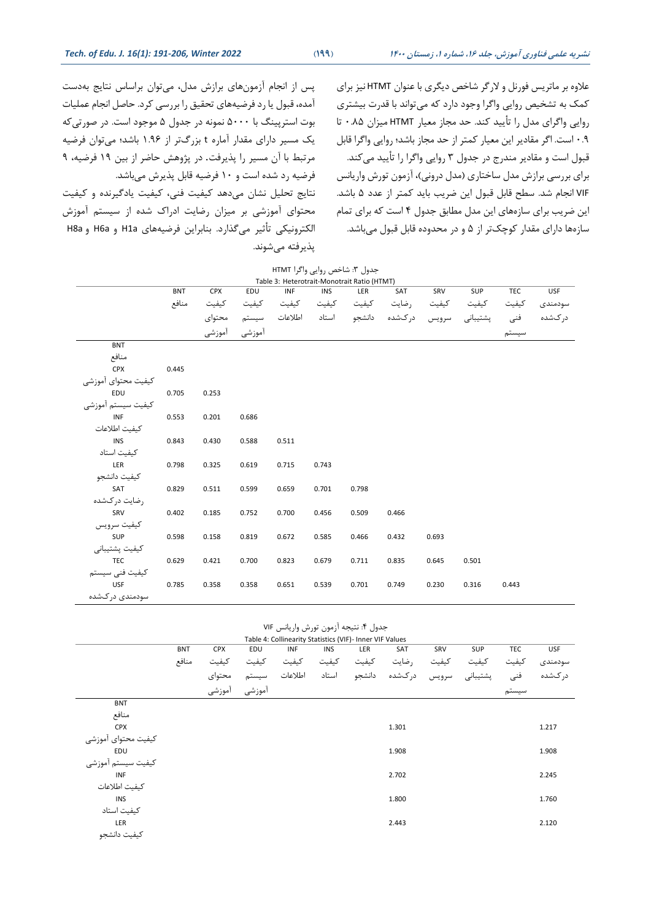علاوه بر ماتریس فورنل و لارگر شاخص دیگری با عنوان HTMT نیز برای کمک به تشخیص روایی واگرا وجود دارد که می‌تواند با قدرت بیشتری روایی واگرای مدل را تأیید کند. حد مجاز معیار HTMT میزان ۰.۸۵ تا ۰.۹ است. اگر مقادیر این معیار کمتر از حد مجاز باشد؛ روایی واگرا قابل قبول است و مقادیر مندرج در جدول ۳ روایی واگرا را تأیید می‌کند.

برای بررسی برازش مدل ساختاری (مدل درونی)، آزمون تورش واریانس VIF انجام شد. سطح قابل قبول این ضریب باید کمتر از عدد ۵ باشد. این ضریب برای سازه‌های این مدل مطابق جدول ۴ است که برای تمام سازه‌ها دارای مقدار کوچک‌تر از ۵ و در محدوده قابل قبول می‌باشد.

پس از انجام آزمون‌های برازش مدل، می‌توان براساس نتایج به‌دست آمده، قبول یا رد فرضیه‌های تحقیق را بررسی کرد. حاصل انجام عملیات بوت استرپینگ با ۵۰۰۰ نمونه در جدول ۵ موجود است. در صورتی‌که یک مسیر دارای مقدار آماره t بزرگ‌تر از ۱.۹۶ باشد؛ می‌توان فرضیه مرتبط با آن مسیر را پذیرفت. در پژوهش حاضر از بین ۱۹ فرضیه، ۹ فرضیه رد شده است و ۱۰ فرضیه قابل پذیرش می‌باشد.

نتایج تحلیل نشان می‌دهد کیفیت فنی، کیفیت یادگیرنده و کیفیت محتوای آموزشی بر میزان رضایت ادراک شده از سیستم آموزش الکترونیکی تأثیر می‌گذارد. بنابراین فرضیه‌های H1a و H6a و H8a پذیرفته می‌شوند.

جدول ۳: شاخص روایی واگرا HTMT

Table 3: Heterotrait-Monotrait Ratio (HTMT)

| | BNT منافع | CPX کیفیت محتوای آموزشی | EDU کیفیت سیستم آموزشی | INF کیفیت اطلاعات | INS کیفیت استاد | LER کیفیت دانشجو | SAT رضایت درک‌شده | SRV کیفیت سرویس | SUP کیفیت پشتیبانی | TEC کیفیت فنی سیستم | USF سودمندی درک‌شده |
|---|---|---|---|---|---|---|---|---|---|---|---|
| BNT منافع | | | | | | | | | | | |
| CPX کیفیت محتوای آموزشی | 0.445 | | | | | | | | | | |
| EDU کیفیت سیستم آموزشی | 0.705 | 0.253 | | | | | | | | | |
| INF کیفیت اطلاعات | 0.553 | 0.201 | 0.686 | | | | | | | | |
| INS کیفیت استاد | 0.843 | 0.430 | 0.588 | 0.511 | | | | | | | |
| LER کیفیت دانشجو | 0.798 | 0.325 | 0.619 | 0.715 | 0.743 | | | | | | |
| SAT رضایت درک‌شده | 0.829 | 0.511 | 0.599 | 0.659 | 0.701 | 0.798 | | | | | |
| SRV کیفیت سرویس | 0.402 | 0.185 | 0.752 | 0.700 | 0.456 | 0.509 | 0.466 | | | | |
| SUP کیفیت پشتیبانی | 0.598 | 0.158 | 0.819 | 0.672 | 0.585 | 0.466 | 0.432 | 0.693 | | | |
| TEC کیفیت فنی سیستم | 0.629 | 0.421 | 0.700 | 0.823 | 0.679 | 0.711 | 0.835 | 0.645 | 0.501 | | |
| USF سودمندی درک‌شده | 0.785 | 0.358 | 0.358 | 0.651 | 0.539 | 0.701 | 0.749 | 0.230 | 0.316 | 0.443 | |

جدول ۴: نتیجه آزمون تورش واریانس VIF

Table 4: Collinearity Statistics (VIF)- Inner VIF Values

| | BNT منافع | CPX کیفیت محتوای آموزشی | EDU کیفیت سیستم آموزشی | INF کیفیت اطلاعات | INS کیفیت استاد | LER کیفیت دانشجو | SAT رضایت درک‌شده | SRV کیفیت سرویس | SUP کیفیت پشتیبانی | TEC کیفیت فنی سیستم | USF سودمندی درک‌شده |
|---|---|---|---|---|---|---|---|---|---|---|---|
| BNT منافع | | | | | | | | | | | |
| CPX کیفیت محتوای آموزشی | | | | | | | 1.301 | | | | 1.217 |
| EDU کیفیت سیستم آموزشی | | | | | | | 1.908 | | | | 1.908 |
| INF کیفیت اطلاعات | | | | | | | 2.702 | | | | 2.245 |
| INS کیفیت استاد | | | | | | | 1.800 | | | | 1.760 |
| LER کیفیت دانشجو | | | | | | | 2.443 | | | | 2.120 |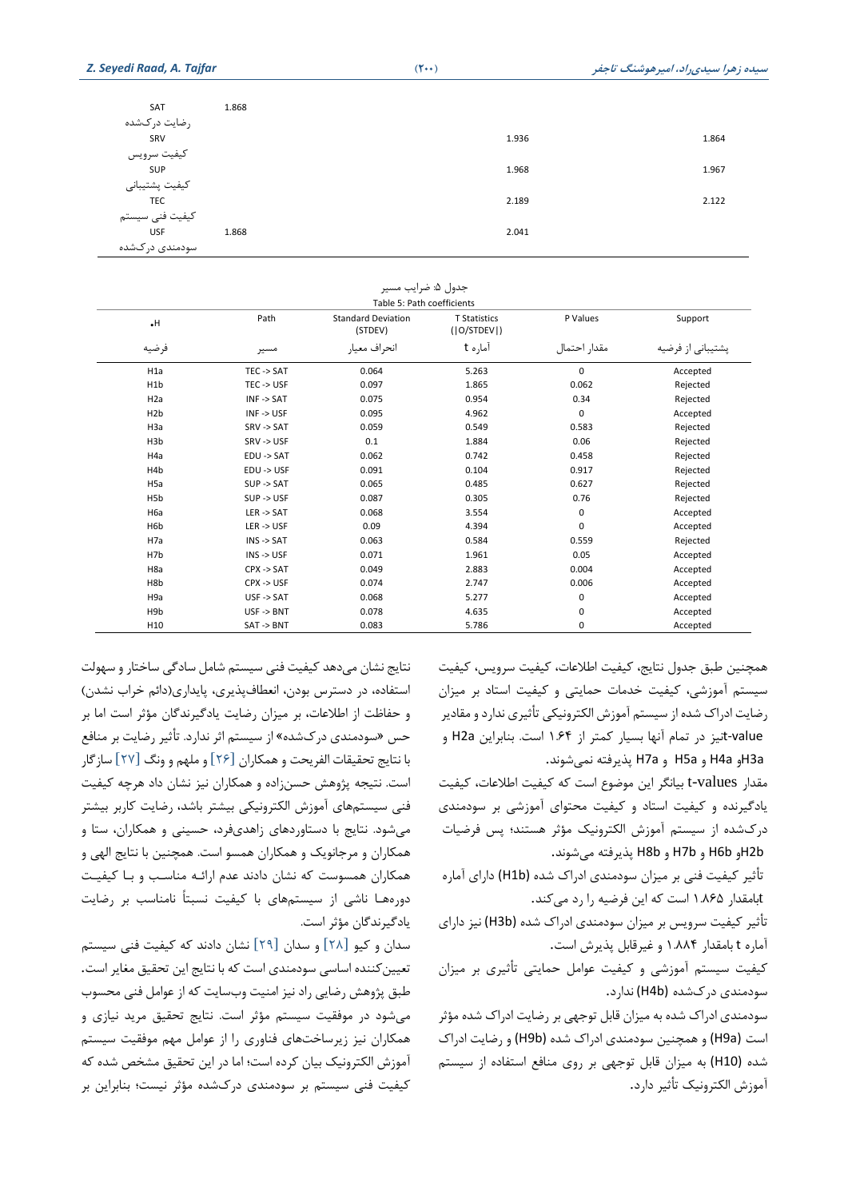| | | | |
|---|---|---|---|
| SAT رضایت درک‌شده | 1.868 | | |
| SRV کیفیت سرویس | | 1.936 | 1.864 |
| SUP کیفیت پشتیبانی | | 1.968 | 1.967 |
| TEC کیفیت فنی سیستم | | 2.189 | 2.122 |
| USF سودمندی درک‌شده | 1.868 | 2.041 | |

جدول ۵: ضرایب مسیر

Table 5: Path coefficients

| H• فرضیه | Path مسیر | Standard Deviation (STDEV) انحراف معیار | T Statistics (\|O/STDEV\|) آماره t | P Values مقدار احتمال | Support پشتیبانی از فرضیه |
|---|---|---|---|---|---|
| H1a | TEC -> SAT | 0.064 | 5.263 | 0 | Accepted |
| H1b | TEC -> USF | 0.097 | 1.865 | 0.062 | Rejected |
| H2a | INF -> SAT | 0.075 | 0.954 | 0.34 | Rejected |
| H2b | INF -> USF | 0.095 | 4.962 | 0 | Accepted |
| H3a | SRV -> SAT | 0.059 | 0.549 | 0.583 | Rejected |
| H3b | SRV -> USF | 0.1 | 1.884 | 0.06 | Rejected |
| H4a | EDU -> SAT | 0.062 | 0.742 | 0.458 | Rejected |
| H4b | EDU -> USF | 0.091 | 0.104 | 0.917 | Rejected |
| H5a | SUP -> SAT | 0.065 | 0.485 | 0.627 | Rejected |
| H5b | SUP -> USF | 0.087 | 0.305 | 0.76 | Rejected |
| H6a | LER -> SAT | 0.068 | 3.554 | 0 | Accepted |
| H6b | LER -> USF | 0.09 | 4.394 | 0 | Accepted |
| H7a | INS -> SAT | 0.063 | 0.584 | 0.559 | Rejected |
| H7b | INS -> USF | 0.071 | 1.961 | 0.05 | Accepted |
| H8a | CPX -> SAT | 0.049 | 2.883 | 0.004 | Accepted |
| H8b | CPX -> USF | 0.074 | 2.747 | 0.006 | Accepted |
| H9a | USF -> SAT | 0.068 | 5.277 | 0 | Accepted |
| H9b | USF -> BNT | 0.078 | 4.635 | 0 | Accepted |
| H10 | SAT -> BNT | 0.083 | 5.786 | 0 | Accepted |

همچنین طبق جدول نتایج، کیفیت اطلاعات، کیفیت سرویس، کیفیت سیستم آموزشی، کیفیت خدمات حمایتی و کیفیت استاد بر میزان رضایت ادراک شده از سیستم آموزش الکترونیکی تأثیری ندارد و مقادیر t-valueنیز در تمام آنها بسیار کمتر از ۱.۶۴ است. بنابراین H2a و H3aو H4a و H5a و H7a پذیرفته نمی‌شوند.

مقدار t-values بیانگر این موضوع است که کیفیت اطلاعات، کیفیت یادگیرنده و کیفیت استاد و کیفیت محتوای آموزشی بر سودمندی درک‌شده از سیستم آموزش الکترونیک مؤثر هستند؛ پس فرضیات H2bو H6b و H7b و H8b پذیرفته می‌شوند.

تأثیر کیفیت فنی بر میزان سودمندی ادراک شده (H1b) دارای آماره tبامقدار ۱.۸۶۵ است که این فرضیه را رد می‌کند.

تأثیر کیفیت سرویس بر میزان سودمندی ادراک شده (H3b) نیز دارای آماره t بامقدار ۱.۸۸۴ و غیرقابل پذیرش است.

کیفیت سیستم آموزشی و کیفیت عوامل حمایتی تأثیری بر میزان سودمندی درک‌شده (H4b) ندارد.

سودمندی ادراک شده به میزان قابل توجهی بر رضایت ادراک شده مؤثر است (H9a) و همچنین سودمندی ادراک شده (H9b) و رضایت ادراک شده (H10) به میزان قابل توجهی بر روی منافع استفاده از سیستم آموزش الکترونیک تأثیر دارد.

نتایج نشان می‌دهد کیفیت فنی سیستم شامل سادگی ساختار و سهولت استفاده، در دسترس بودن، انعطاف‌پذیری، پایداری(دائم خراب نشدن) و حفاظت از اطلاعات، بر میزان رضایت یادگیرندگان مؤثر است اما بر حس «سودمندی درک‌شده» از سیستم اثر ندارد. تأثیر رضایت بر منافع با نتایج تحقیقات الفریحت و همکاران [۲۶] و ملهم و ونگ [۲۷] سازگار است. نتیجه پژوهش حسن‌زاده و همکاران نیز نشان داد هرچه کیفیت فنی سیستم‌های آموزش الکترونیکی بیشتر باشد، رضایت کاربر بیشتر می‌شود. نتایج با دستاوردهای زاهدی‌فرد، حسینی و همکاران، ستا و همکاران و مرجانویک و همکاران همسو است. همچنین با نتایج الهی و همکاران همسوست که نشان دادند عدم ارائـه مناسـب و بـا کیفیـت دوره‌ها ناشی از سیستم‌های با کیفیت نسبتاً نامناسب بر رضایت یادگیرندگان مؤثر است.

سدان و کیو [۲۸] و سدان [۲۹] نشان دادند که کیفیت فنی سیستم تعیین‌کننده اساسی سودمندی است که با نتایج این تحقیق مغایر است. طبق پژوهش رضایی راد نیز امنیت وب‌سایت که از عوامل فنی محسوب می‌شود در موفقیت سیستم مؤثر است. نتایج تحقیق مرید نیازی و همکاران نیز زیرساخت‌های فناوری را از عوامل مهم موفقیت سیستم آموزش الکترونیک بیان کرده است؛ اما در این تحقیق مشخص شده که کیفیت فنی سیستم بر سودمندی درک‌شده مؤثر نیست؛ بنابراین بر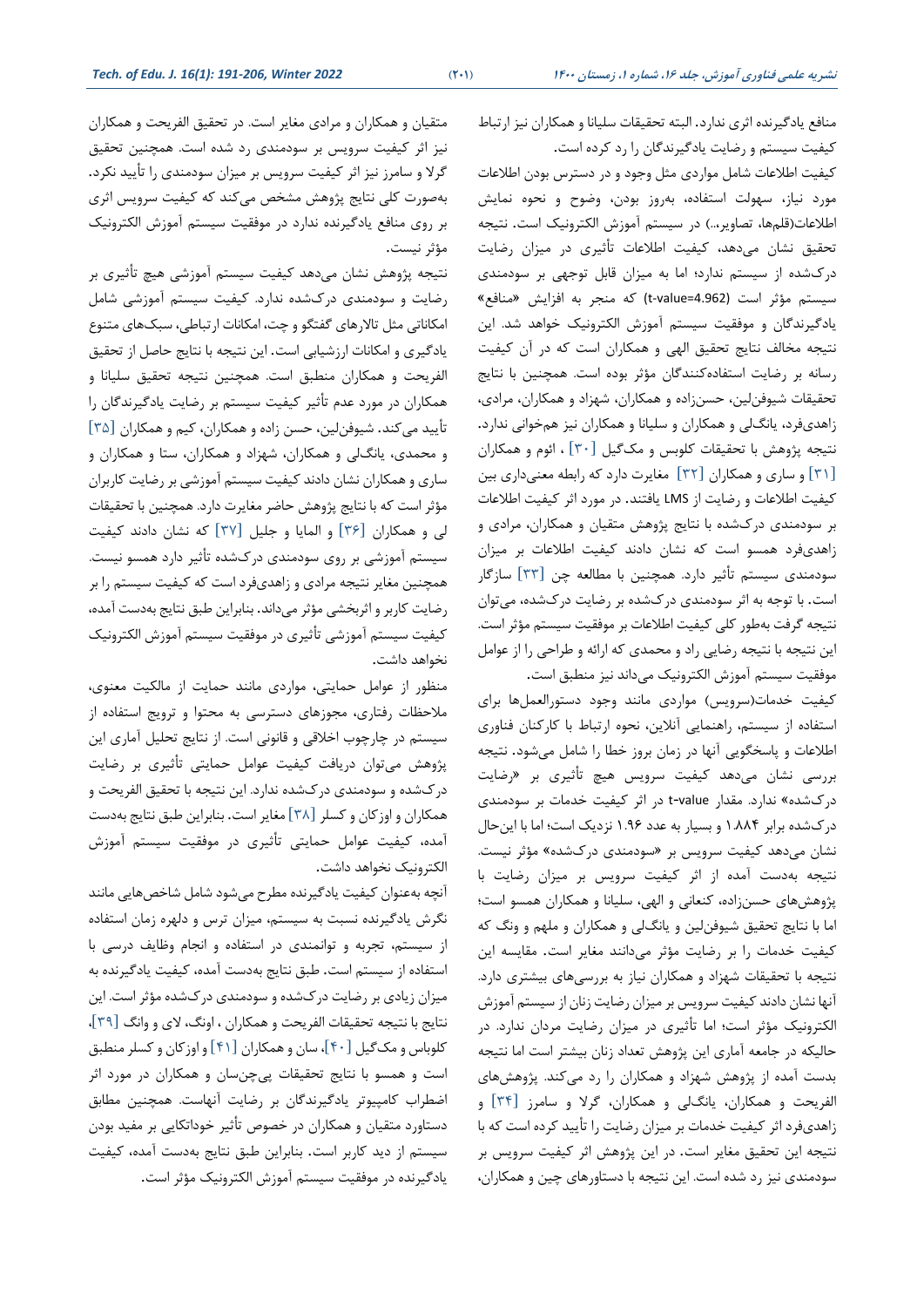منافع یادگیرنده اثری ندارد. البته تحقیقات سلیانا و همکاران نیز ارتباط کیفیت سیستم و رضایت یادگیرندگان را رد کرده است.

کیفیت اطلاعات شامل مواردی مثل وجود و در دسترس بودن اطلاعات مورد نیاز، سهولت استفاده، بەروز بودن، وضوح و نحوه نمایش اطلاعات(قلم‌ها، تصاویر،..) در سیستم آموزش الکترونیک است. نتیجه تحقیق نشان می‌دهد، کیفیت اطلاعات تأثیری در میزان رضایت درک‌شده از سیستم ندارد؛ اما به میزان قابل توجهی بر سودمندی سیستم مؤثر است (t-value=4.962) که منجر به افزایش «منافع» یادگیرندگان و موفقیت سیستم آموزش الکترونیک خواهد شد. این نتیجه مخالف نتایج تحقیق الهی و همکاران است که در آن کیفیت رسانه بر رضایت استفاده‌کنندگان مؤثر بوده است. همچنین با نتایج تحقیقات شیوفن‌لین، حسن‌زاده و همکاران، شهزاد و همکاران، مرادی، زاهدی‌فرد، یانگلی و همکاران و سلیانا و همکاران نیز هم‌خوانی ندارد. نتیجه پژوهش با تحقیقات کلوبس و مک‌گیل [۳۰] ، اثوم و همکاران [۳۱] و ساری و همکاران [۳۲] مغایرت دارد که رابطه معنی‌داری بین کیفیت اطلاعات و رضایت از LMS یافتند. در مورد اثر کیفیت اطلاعات بر سودمندی درک‌شده با نتایج پژوهش متقیان و همکاران، مرادی و زاهدی‌فرد همسو است که نشان دادند کیفیت اطلاعات بر میزان سودمندی سیستم تأثیر دارد. همچنین با مطالعه چن [۳۳] سازگار است. با توجه به اثر سودمندی درک‌شده بر رضایت درک‌شده، می‌توان نتیجه گرفت به‌طور کلی کیفیت اطلاعات بر موفقیت سیستم مؤثر است. این نتیجه با نتیجه رضایی راد و محمدی که ارائه و طراحی را از عوامل موفقیت سیستم آموزش الکترونیک می‌داند نیز منطبق است.

کیفیت خدمات(سرویس) مواردی مانند وجود دستورالعمل‌ها برای استفاده از سیستم، راهنمایی آنلاین، نحوه ارتباط با کارکنان فناوری اطلاعات و پاسخگویی آنها در زمان بروز خطا را شامل می‌شود. نتیجه بررسی نشان می‌دهد کیفیت سرویس هیچ تأثیری بر «رضایت درک‌شده» ندارد. مقدار t-value در اثر کیفیت خدمات بر سودمندی درک‌شده برابر ۱.۸۸۴ و بسیار به عدد ۱.۹۶ نزدیک است؛ اما با این‌حال نشان می‌دهد کیفیت سرویس بر «سودمندی درک‌شده» مؤثر نیست. نتیجه بەدست آمده از اثر کیفیت سرویس بر میزان رضایت با پژوهش‌های حسن‌زاده، کنعانی و الهی، سلیانا و همکاران همسو است؛ اما با نتایج تحقیق شیوفن‌لین و یانگ‌لی و همکاران و ملهم و ونگ که کیفیت خدمات را بر رضایت مؤثر می‌دانند مغایر است. مقایسه این نتیجه با تحقیقات شهزاد و همکاران نیاز به بررسی‌های بیشتری دارد. آنها نشان دادند کیفیت سرویس بر میزان رضایت زنان از سیستم آموزش الکترونیک مؤثر است؛ اما تأثیری در میزان رضایت مردان ندارد. در حالیکه در جامعه آماری این پژوهش تعداد زنان بیشتر است اما نتیجه بدست آمده از پژوهش شهزاد و همکاران را رد می‌کند. پژوهش‌های الفریحت و همکاران، یانگ‌لی و همکاران، گرلا و سامرز [۳۴] و زاهدی‌فرد اثر کیفیت خدمات بر میزان رضایت را تأیید کرده است که با نتیجه این تحقیق مغایر است. در این پژوهش اثر کیفیت سرویس بر سودمندی نیز رد شده است. این نتیجه با دستاورهای چین و همکاران، متقیان و همکاران و مرادی مغایر است. در تحقیق الفریحت و همکاران نیز اثر کیفیت سرویس بر سودمندی رد شده است. همچنین تحقیق گرلا و سامرز نیز اثر کیفیت سرویس بر میزان سودمندی را تأیید نکرد. به‌صورت کلی نتایج پژوهش مشخص می‌کند کیفیت سرویس اثری بر روی منافع یادگیرنده ندارد در موفقیت سیستم آموزش الکترونیک مؤثر نیست.

نتیجه پژوهش نشان می‌دهد کیفیت سیستم آموزشی هیچ تأثیری بر رضایت و سودمندی درک‌شده ندارد. کیفیت سیستم آموزشی شامل امکاناتی مثل تالارهای گفتگو و چت، امکانات ارتباطی، سبک‌های متنوع یادگیری و امکانات ارزشیابی است. این نتیجه با نتایج حاصل از تحقیق الفریحت و همکاران منطبق است. همچنین نتیجه تحقیق سلیانا و همکاران در مورد عدم تأثیر کیفیت سیستم بر رضایت یادگیرندگان را تأیید می‌کند. شیوفن‌لین، حسن زاده و همکاران، کیم و همکاران [۳۵] و محمدی، یانگ‌لی و همکاران، شهزاد و همکاران، ستا و همکاران و ساری و همکاران نشان دادند کیفیت سیستم آموزشی بر رضایت کاربران مؤثر است که با نتایج پژوهش حاضر مغایرت دارد. همچنین با تحقیقات لی و همکاران [۳۶] و المایا و جلیل [۳۷] که نشان دادند کیفیت سیستم آموزشی بر روی سودمندی درک‌شده تأثیر دارد همسو نیست. همچنین مغایر نتیجه مرادی و زاهدی‌فرد است که کیفیت سیستم را بر رضایت کاربر و اثربخشی مؤثر می‌داند. بنابراین طبق نتایج بەدست آمده، کیفیت سیستم آموزشی تأثیری در موفقیت سیستم آموزش الکترونیک نخواهد داشت.

منظور از عوامل حمایتی، مواردی مانند حمایت از مالکیت معنوی، ملاحظات رفتاری، مجوزهای دسترسی به محتوا و ترویج استفاده از سیستم در چارچوب اخلاقی و قانونی است. از نتایج تحلیل آماری این پژوهش می‌توان دریافت کیفیت عوامل حمایتی تأثیری بر رضایت درک‌شده و سودمندی درک‌شده ندارد. این نتیجه با تحقیق الفریحت و همکاران و اوزکان و کسلر [۳۸] مغایر است. بنابراین طبق نتایج بەدست آمده، کیفیت عوامل حمایتی تأثیری در موفقیت سیستم آموزش الکترونیک نخواهد داشت.

آنچه به‌عنوان کیفیت یادگیرنده مطرح می‌شود شامل شاخص‌هایی مانند نگرش یادگیرنده نسبت به سیستم، میزان ترس و دلهره زمان استفاده از سیستم، تجربه و توانمندی در استفاده و انجام وظایف درسی با استفاده از سیستم است. طبق نتایج بەدست آمده، کیفیت یادگیرنده به میزان زیادی بر رضایت درک‌شده و سودمندی درک‌شده مؤثر است. این نتایج با نتیجه تحقیقات الفریحت و همکاران ، اونگ، لای و وانگ [۳۹]، کلوباس و مک‌گیل [۴۰]، سان و همکاران [۴۱] و اوزکان و کسلر منطبق است و همسو با نتایج تحقیقات پی‌چن‌سان و همکاران در مورد اثر اضطراب کامپیوتر یادگیرندگان بر رضایت آنهاست. همچنین مطابق دستاورد متقیان و همکاران در خصوص تأثیر خوداتکایی بر مفید بودن سیستم از دید کاربر است. بنابراین طبق نتایج بەدست آمده، کیفیت یادگیرنده در موفقیت سیستم آموزش الکترونیک مؤثر است.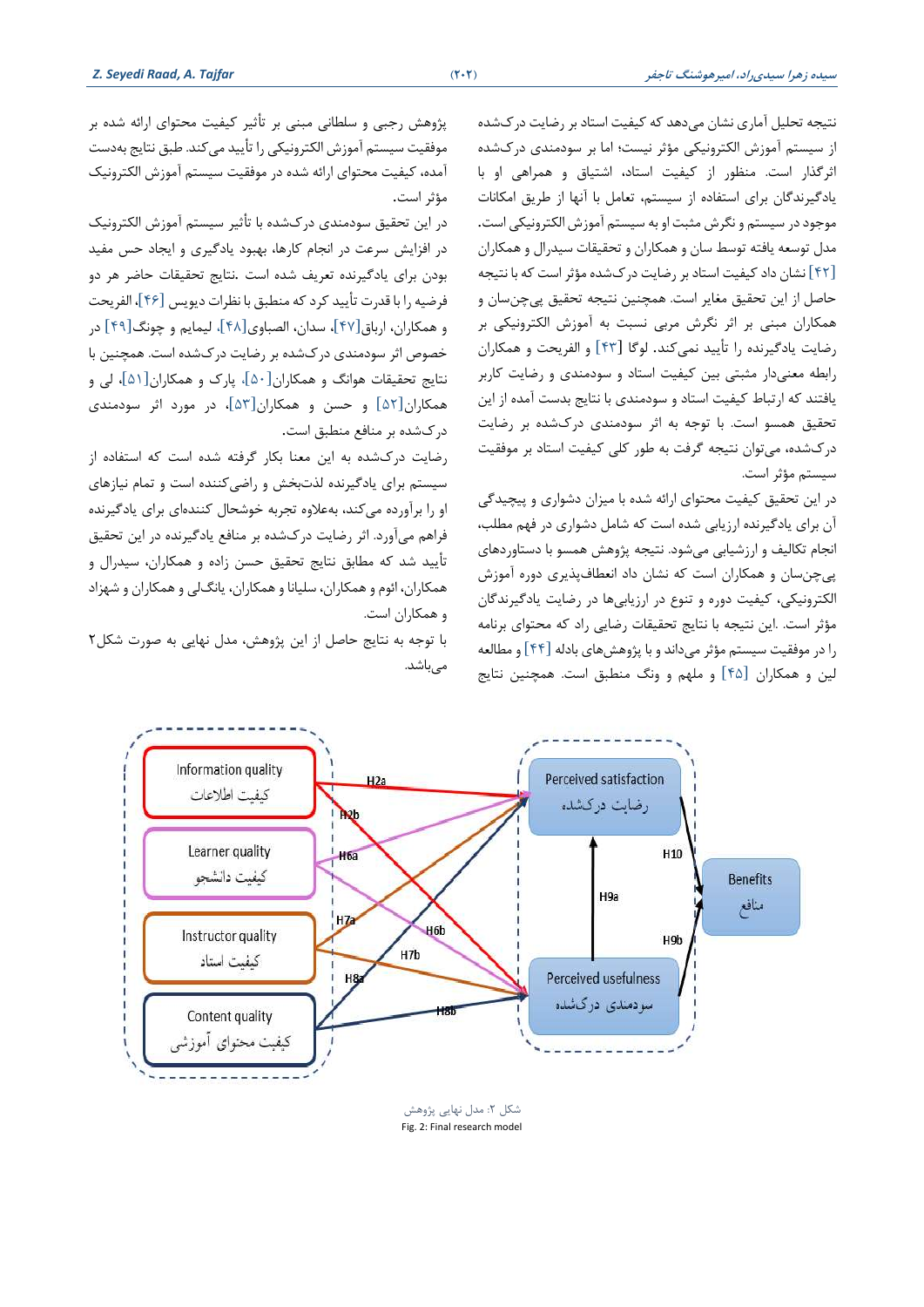نتیجه تحلیل آماری نشان می‌دهد که کیفیت استاد بر رضایت درک‌شده از سیستم آموزش الکترونیکی مؤثر نیست؛ اما بر سودمندی درک‌شده اثرگذار است. منظور از کیفیت استاد، اشتیاق و همراهی او با یادگیرندگان برای استفاده از سیستم، تعامل با آنها از طریق امکانات موجود در سیستم و نگرش مثبت او به سیستم آموزش الکترونیکی است. مدل توسعه یافته توسط سان و همکاران و تحقیقات سیدرال و همکاران [۴۲] نشان داد کیفیت استاد بر رضایت درک‌شده مؤثر است که با نتیجه حاصل از این تحقیق مغایر است. همچنین نتیجه تحقیق پی‌چن‌سان و همکاران مبنی بر اثر نگرش مربی نسبت به آموزش الکترونیکی بر رضایت یادگیرنده را تأیید نمی‌کند. لوگا [۴۳] و الفریحت و همکاران رابطه معنی‌دار مثبتی بین کیفیت استاد و سودمندی و رضایت کاربر یافتند که ارتباط کیفیت استاد و سودمندی با نتایج بدست آمده از این تحقیق همسو است. با توجه به اثر سودمندی درک‌شده بر رضایت درک‌شده، می‌توان نتیجه گرفت به طور کلی کیفیت استاد بر موفقیت سیستم مؤثر است.

در این تحقیق کیفیت محتوای ارائه شده با میزان دشواری و پیچیدگی آن برای یادگیرنده ارزیابی شده است که شامل دشواری در فهم مطلب، انجام تکالیف و ارزشیابی می‌شود. نتیجه پژوهش همسو با دستاوردهای پی‌چن‌سان و همکاران است که نشان داد انعطاف‌پذیری دوره آموزش الکترونیکی، کیفیت دوره و تنوع در ارزیابی‌ها در رضایت یادگیرندگان مؤثر است. این نتیجه با نتایج تحقیقات رضایی راد که محتوای برنامه را در موفقیت سیستم مؤثر می‌داند و با پژوهش‌های بادله [۴۴] و مطالعه لین و همکاران [۴۵] و ملهو و ونگ منطبق است. همچنین نتایج پژوهش رجبی و سلطانی مبنی بر تأثیر کیفیت محتوای ارائه شده بر موفقیت سیستم آموزش الکترونیکی را تأیید می‌کند. طبق نتایج به‌دست آمده، کیفیت محتوای ارائه شده در موفقیت سیستم آموزش الکترونیک مؤثر است.

در این تحقیق سودمندی درک‌شده با تأثیر سیستم آموزش الکترونیک در افزایش سرعت در انجام کارها، بهبود یادگیری و ایجاد حس مفید بودن برای یادگیرنده تعریف شده است .نتایج تحقیقات حاضر هر دو فرضیه را با قدرت تأیید کرد که منطبق با نظرات دیویس [۴۶]، الفریحت و همکاران، ارباق[۴۷]، سدان، الصباوی[۴۸]، لیمایم و چونگ[۴۹] در خصوص اثر سودمندی درک‌شده بر رضایت درک‌شده است. همچنین با نتایج تحقیقات هوانگ و همکاران[۵۰]، پارک و همکاران[۵۱]، لی و همکاران[۵۲] و حسن و همکاران[۵۳]، در مورد اثر سودمندی درک‌شده بر منافع منطبق است.

رضایت درک‌شده به این معنا بکار گرفته شده است که استفاده از سیستم برای یادگیرنده لذت‌بخش و راضی‌کننده است و تمام نیازهای او را برآورده می‌کند، به‌علاوه تجربه خوشحال کننده‌ای برای یادگیرنده فراهم می‌آورد. اثر رضایت درک‌شده بر منافع یادگیرنده در این تحقیق تأیید شد که مطابق نتایج تحقیق حسن زاده و همکاران، سیدرال و همکاران، اثوم و همکاران، سلیانا و همکاران، یانگ‌لی و همکاران و شهزاد و همکاران است.

با توجه به نتایج حاصل از این پژوهش، مدل نهایی به صورت شکل۲ می‌باشد.

شکل ۲: مدل نهایی پژوهش

Fig. 2: Final research model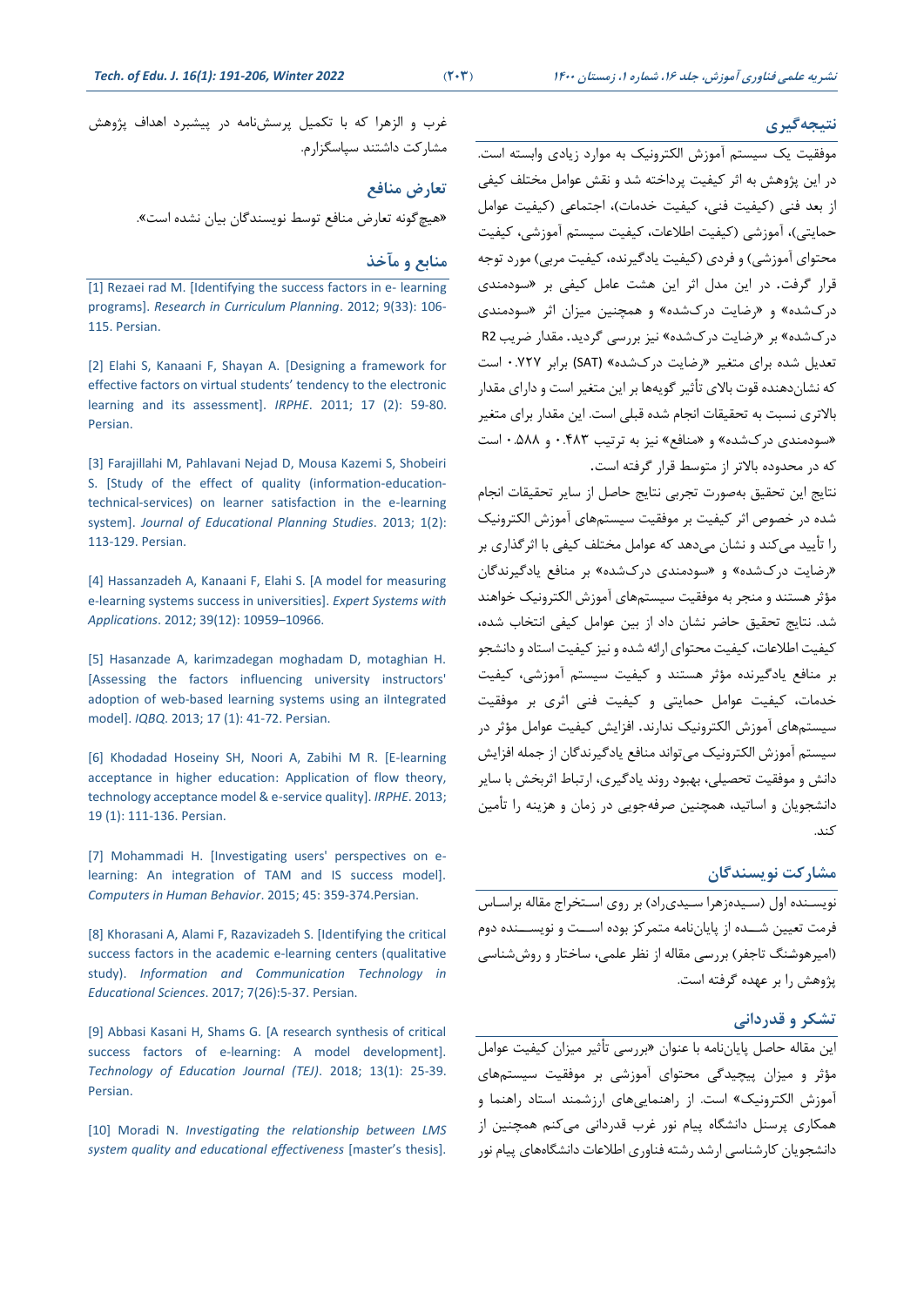## نتیجه‌گیری

موفقیت یک سیستم آموزش الکترونیک به موارد زیادی وابسته است. در این پژوهش به اثر کیفیت پرداخته شد و نقش عوامل مختلف کیفی از بعد فنی (کیفیت فنی، کیفیت خدمات)، اجتماعی (کیفیت عوامل حمایتی)، آموزشی (کیفیت اطلاعات، کیفیت سیستم آموزشی، کیفیت محتوای آموزشی) و فردی (کیفیت یادگیرنده، کیفیت مربی) مورد توجه قرار گرفت. در این مدل اثر این هشت عامل کیفی بر «سودمندی درک‌شده» و «رضایت درک‌شده» و همچنین میزان اثر «سودمندی درک‌شده» بر «رضایت درک‌شده» نیز بررسی گردید. مقدار ضریب R2 تعدیل شده برای متغیر «رضایت درک‌شده» (SAT) برابر ۰.۷۲۷ است که نشان‌دهنده قوت بالای تأثیر گویه‌ها بر این متغیر است و دارای مقدار بالاتری نسبت به تحقیقات انجام شده قبلی است. این مقدار برای متغیر «سودمندی درک‌شده» و «منافع» نیز به ترتیب ۰.۴۸۳ و ۰.۵۸۸ است که در محدوده بالاتر از متوسط قرار گرفته است.

نتایج این تحقیق به‌صورت تجربی نتایج حاصل از سایر تحقیقات انجام شده در خصوص اثر کیفیت بر موفقیت سیستم‌های آموزش الکترونیک را تأیید می‌کند و نشان می‌دهد که عوامل مختلف کیفی با اثرگذاری بر «رضایت درک‌شده» و «سودمندی درک‌شده» بر منافع یادگیرندگان مؤثر هستند و منجر به موفقیت سیستم‌های آموزش الکترونیک خواهند شد. نتایج تحقیق حاضر نشان داد از بین عوامل کیفی انتخاب شده، کیفیت اطلاعات، کیفیت محتوای ارائه شده و نیز کیفیت استاد و دانشجو بر منافع یادگیرنده مؤثر هستند و کیفیت سیستم آموزشی، کیفیت خدمات، کیفیت عوامل حمایتی و کیفیت فنی اثری بر موفقیت سیستم‌های آموزش الکترونیک ندارند. افزایش کیفیت عوامل مؤثر در سیستم آموزش الکترونیک می‌تواند منافع یادگیرندگان از جمله افزایش دانش و موفقیت تحصیلی، بهبود روند یادگیری، ارتباط اثربخش با سایر دانشجویان و اساتید، همچنین صرفه‌جویی در زمان و هزینه را تأمین کند.

## مشارکت نویسندگان

نویسنده اول (سیده‌زهرا سیدی‌راد) بر روی استخراج مقاله براساس فرمت تعیین شده از پایان‌نامه متمرکز بوده است و نویسنده دوم (امیرهوشنگ تاجفر) بررسی مقاله از نظر علمی، ساختار و روش‌شناسی پژوهش را بر عهده گرفته است.

## تشکر و قدردانی

این مقاله حاصل پایان‌نامه با عنوان «بررسی تأثیر میزان کیفیت عوامل مؤثر و میزان پیچیدگی محتوای آموزشی بر موفقیت سیستم‌های آموزش الکترونیک» است. از راهنمایی‌های ارزشمند استاد راهنما و همکاری پرسنل دانشگاه پیام نور غرب قدردانی می‌کنم همچنین از دانشجویان کارشناسی ارشد رشته فناوری اطلاعات دانشگاه‌های پیام نور غرب و الزهرا که با تکمیل پرسش‌نامه در پیشبرد اهداف پژوهش مشارکت داشتند سپاسگزارم.

## تعارض منافع

«هیچ‌گونه تعارض منافع توسط نویسندگان بیان نشده است».

## منابع و مآخذ

[1] Rezaei rad M. [Identifying the success factors in e- learning programs]. *Research in Curriculum Planning*. 2012; 9(33): 106-115. Persian.

[2] Elahi S, Kanaani F, Shayan A. [Designing a framework for effective factors on virtual students' tendency to the electronic learning and its assessment]. *IRPHE*. 2011; 17 (2): 59-80. Persian.

[3] Farajillahi M, Pahlavani Nejad D, Mousa Kazemi S, Shobeiri S. [Study of the effect of quality (information-education-technical-services) on learner satisfaction in the e-learning system]. *Journal of Educational Planning Studies*. 2013; 1(2): 113-129. Persian.

[4] Hassanzadeh A, Kanaani F, Elahi S. [A model for measuring e-learning systems success in universities]. *Expert Systems with Applications*. 2012; 39(12): 10959–10966.

[5] Hasanzade A, karimzadegan moghadam D, motaghian H. [Assessing the factors influencing university instructors' adoption of web-based learning systems using an iIntegrated model]. *IQBQ*. 2013; 17 (1): 41-72. Persian.

[6] Khodadad Hoseiny SH, Noori A, Zabihi M R. [E-learning acceptance in higher education: Application of flow theory, technology acceptance model & e-service quality]. *IRPHE*. 2013; 19 (1): 111-136. Persian.

[7] Mohammadi H. [Investigating users' perspectives on e-learning: An integration of TAM and IS success model]. *Computers in Human Behavior*. 2015; 45: 359-374.Persian.

[8] Khorasani A, Alami F, Razavizadeh S. [Identifying the critical success factors in the academic e-learning centers (qualitative study). *Information and Communication Technology in Educational Sciences*. 2017; 7(26):5-37. Persian.

[9] Abbasi Kasani H, Shams G. [A research synthesis of critical success factors of e-learning: A model development]. *Technology of Education Journal (TEJ)*. 2018; 13(1): 25-39. Persian.

[10] Moradi N. *Investigating the relationship between LMS system quality and educational effectiveness* [master's thesis].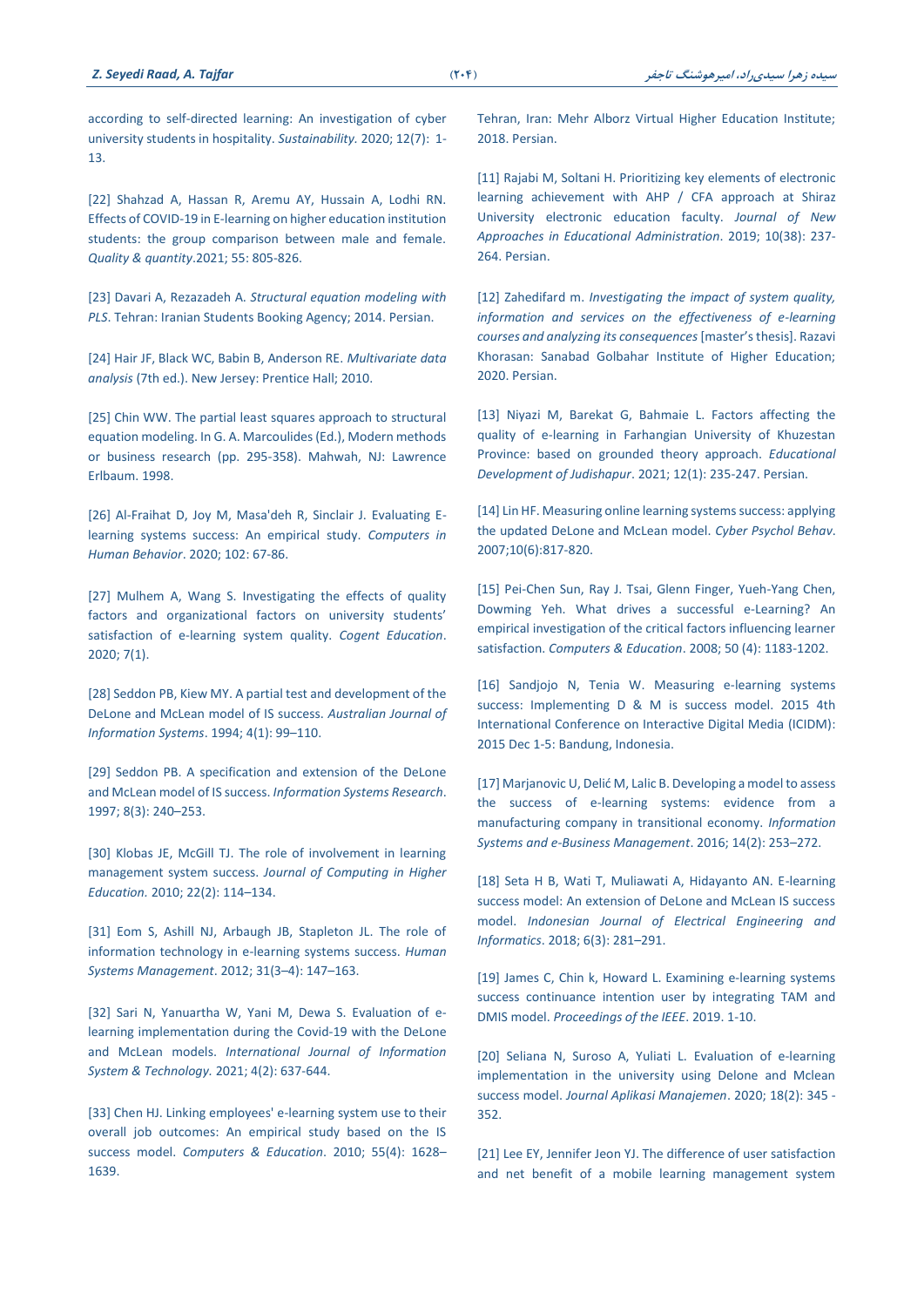according to self-directed learning: An investigation of cyber university students in hospitality. *Sustainability.* 2020; 12(7): 1-13.

[22] Shahzad A, Hassan R, Aremu AY, Hussain A, Lodhi RN. Effects of COVID-19 in E-learning on higher education institution students: the group comparison between male and female. *Quality & quantity*.2021; 55: 805-826.

[23] Davari A, Rezazadeh A. *Structural equation modeling with PLS*. Tehran: Iranian Students Booking Agency; 2014. Persian.

[24] Hair JF, Black WC, Babin B, Anderson RE. *Multivariate data analysis* (7th ed.). New Jersey: Prentice Hall; 2010.

[25] Chin WW. The partial least squares approach to structural equation modeling. In G. A. Marcoulides (Ed.), Modern methods or business research (pp. 295-358). Mahwah, NJ: Lawrence Erlbaum. 1998.

[26] Al-Fraihat D, Joy M, Masa'deh R, Sinclair J. Evaluating E-learning systems success: An empirical study. *Computers in Human Behavior*. 2020; 102: 67-86.

[27] Mulhem A, Wang S. Investigating the effects of quality factors and organizational factors on university students' satisfaction of e-learning system quality. *Cogent Education*. 2020; 7(1).

[28] Seddon PB, Kiew MY. A partial test and development of the DeLone and McLean model of IS success. *Australian Journal of Information Systems*. 1994; 4(1): 99–110.

[29] Seddon PB. A specification and extension of the DeLone and McLean model of IS success. *Information Systems Research*. 1997; 8(3): 240–253.

[30] Klobas JE, McGill TJ. The role of involvement in learning management system success. *Journal of Computing in Higher Education.* 2010; 22(2): 114–134.

[31] Eom S, Ashill NJ, Arbaugh JB, Stapleton JL. The role of information technology in e-learning systems success. *Human Systems Management*. 2012; 31(3–4): 147–163.

[32] Sari N, Yanuartha W, Yani M, Dewa S. Evaluation of e-learning implementation during the Covid-19 with the DeLone and McLean models. *International Journal of Information System & Technology.* 2021; 4(2): 637-644.

[33] Chen HJ. Linking employees' e-learning system use to their overall job outcomes: An empirical study based on the IS success model. *Computers & Education*. 2010; 55(4): 1628–1639.

Tehran, Iran: Mehr Alborz Virtual Higher Education Institute; 2018. Persian.

[11] Rajabi M, Soltani H. Prioritizing key elements of electronic learning achievement with AHP / CFA approach at Shiraz University electronic education faculty. *Journal of New Approaches in Educational Administration*. 2019; 10(38): 237-264. Persian.

[12] Zahedifard m. *Investigating the impact of system quality, information and services on the effectiveness of e-learning courses and analyzing its consequences* [master's thesis]. Razavi Khorasan: Sanabad Golbahar Institute of Higher Education; 2020. Persian.

[13] Niyazi M, Barekat G, Bahmaie L. Factors affecting the quality of e-learning in Farhangian University of Khuzestan Province: based on grounded theory approach. *Educational Development of Judishapur*. 2021; 12(1): 235-247. Persian.

[14] Lin HF. Measuring online learning systems success: applying the updated DeLone and McLean model. *Cyber Psychol Behav*. 2007;10(6):817-820.

[15] Pei-Chen Sun, Ray J. Tsai, Glenn Finger, Yueh-Yang Chen, Dowming Yeh. What drives a successful e-Learning? An empirical investigation of the critical factors influencing learner satisfaction. *Computers & Education*. 2008; 50 (4): 1183-1202.

[16] Sandjojo N, Tenia W. Measuring e-learning systems success: Implementing D & M is success model. 2015 4th International Conference on Interactive Digital Media (ICIDM): 2015 Dec 1-5: Bandung, Indonesia.

[17] Marjanovic U, Delić M, Lalic B. Developing a model to assess the success of e-learning systems: evidence from a manufacturing company in transitional economy. *Information Systems and e-Business Management*. 2016; 14(2): 253–272.

[18] Seta H B, Wati T, Muliawati A, Hidayanto AN. E-learning success model: An extension of DeLone and McLean IS success model. *Indonesian Journal of Electrical Engineering and Informatics*. 2018; 6(3): 281–291.

[19] James C, Chin k, Howard L. Examining e-learning systems success continuance intention user by integrating TAM and DMIS model. *Proceedings of the IEEE*. 2019. 1-10.

[20] Seliana N, Suroso A, Yuliati L. Evaluation of e-learning implementation in the university using Delone and Mclean success model. *Journal Aplikasi Manajemen*. 2020; 18(2): 345 - 352.

[21] Lee EY, Jennifer Jeon YJ. The difference of user satisfaction and net benefit of a mobile learning management system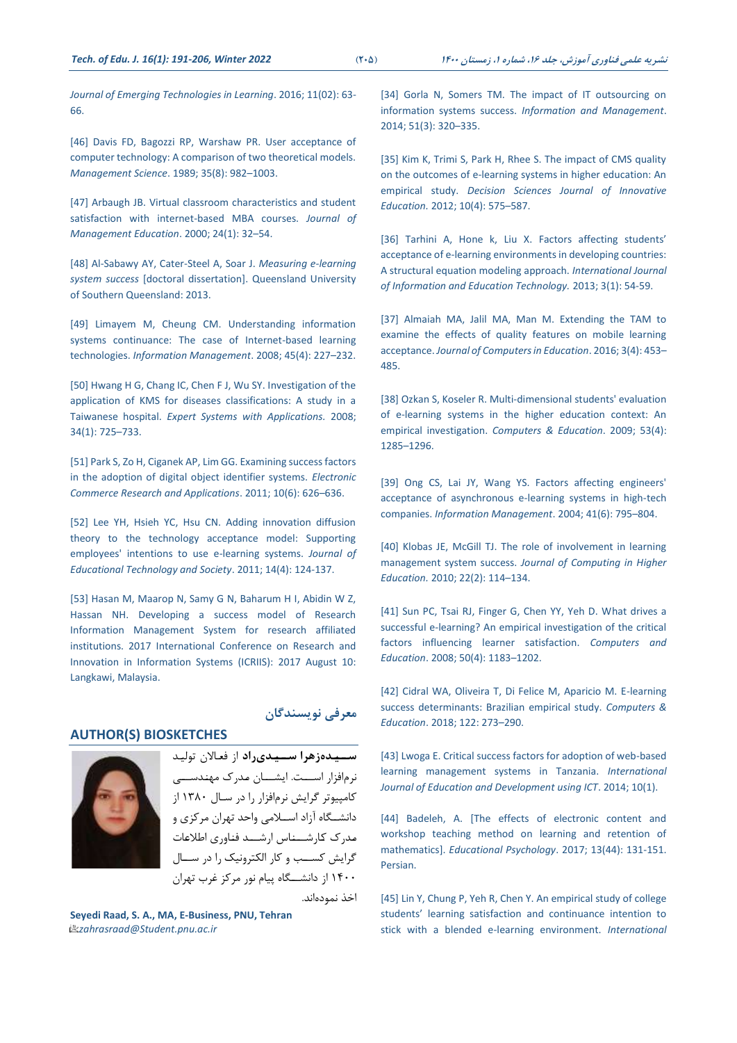*Journal of Emerging Technologies in Learning*. 2016; 11(02): 63-66.

[46] Davis FD, Bagozzi RP, Warshaw PR. User acceptance of computer technology: A comparison of two theoretical models. *Management Science*. 1989; 35(8): 982–1003.

[47] Arbaugh JB. Virtual classroom characteristics and student satisfaction with internet-based MBA courses. *Journal of Management Education*. 2000; 24(1): 32–54.

[48] Al-Sabawy AY, Cater-Steel A, Soar J. *Measuring e-learning system success* [doctoral dissertation]. Queensland University of Southern Queensland: 2013.

[49] Limayem M, Cheung CM. Understanding information systems continuance: The case of Internet-based learning technologies. *Information Management*. 2008; 45(4): 227–232.

[50] Hwang H G, Chang IC, Chen F J, Wu SY. Investigation of the application of KMS for diseases classifications: A study in a Taiwanese hospital. *Expert Systems with Applications.* 2008; 34(1): 725–733.

[51] Park S, Zo H, Ciganek AP, Lim GG. Examining success factors in the adoption of digital object identifier systems. *Electronic Commerce Research and Applications*. 2011; 10(6): 626–636.

[52] Lee YH, Hsieh YC, Hsu CN. Adding innovation diffusion theory to the technology acceptance model: Supporting employees' intentions to use e-learning systems. *Journal of Educational Technology and Society*. 2011; 14(4): 124-137.

[53] Hasan M, Maarop N, Samy G N, Baharum H I, Abidin W Z, Hassan NH. Developing a success model of Research Information Management System for research affiliated institutions. 2017 International Conference on Research and Innovation in Information Systems (ICRIIS): 2017 August 10: Langkawi, Malaysia.

## معرفی نویسندگان

## AUTHOR(S) BIOSKETCHES

**سیده‌زهرا سیدی‌راد** از فعالان تولید نرم‌افزار است. ایشان مدرک مهندسی کامپیوتر گرایش نرم‌افزار را در سال ۱۳۸۰ از دانشگاه آزاد اسلامی واحد تهران مرکزی و مدرک کارشناس ارشد فناوری اطلاعات گرایش کسب و کار الکترونیک را در سال ۱۴۰۰ از دانشگاه پیام نور مرکز غرب تهران اخذ نموده‌اند.

**Seyedi Raad, S. A., MA, E-Business, PNU, Tehran**
*zahrasraad@Student.pnu.ac.ir*

[34] Gorla N, Somers TM. The impact of IT outsourcing on information systems success. *Information and Management*. 2014; 51(3): 320–335.

[35] Kim K, Trimi S, Park H, Rhee S. The impact of CMS quality on the outcomes of e-learning systems in higher education: An empirical study. *Decision Sciences Journal of Innovative Education.* 2012; 10(4): 575–587.

[36] Tarhini A, Hone k, Liu X. Factors affecting students' acceptance of e-learning environments in developing countries: A structural equation modeling approach. *International Journal of Information and Education Technology.* 2013; 3(1): 54-59.

[37] Almaiah MA, Jalil MA, Man M. Extending the TAM to examine the effects of quality features on mobile learning acceptance. *Journal of Computers in Education*. 2016; 3(4): 453–485.

[38] Ozkan S, Koseler R. Multi-dimensional students' evaluation of e-learning systems in the higher education context: An empirical investigation. *Computers & Education*. 2009; 53(4): 1285–1296.

[39] Ong CS, Lai JY, Wang YS. Factors affecting engineers' acceptance of asynchronous e-learning systems in high-tech companies. *Information Management*. 2004; 41(6): 795–804.

[40] Klobas JE, McGill TJ. The role of involvement in learning management system success. *Journal of Computing in Higher Education.* 2010; 22(2): 114–134.

[41] Sun PC, Tsai RJ, Finger G, Chen YY, Yeh D. What drives a successful e-learning? An empirical investigation of the critical factors influencing learner satisfaction. *Computers and Education*. 2008; 50(4): 1183–1202.

[42] Cidral WA, Oliveira T, Di Felice M, Aparicio M. E-learning success determinants: Brazilian empirical study. *Computers & Education*. 2018; 122: 273–290.

[43] Lwoga E. Critical success factors for adoption of web-based learning management systems in Tanzania. *International Journal of Education and Development using ICT*. 2014; 10(1).

[44] Badeleh, A. [The effects of electronic content and workshop teaching method on learning and retention of mathematics]. *Educational Psychology*. 2017; 13(44): 131-151. Persian.

[45] Lin Y, Chung P, Yeh R, Chen Y. An empirical study of college students' learning satisfaction and continuance intention to stick with a blended e-learning environment. *International*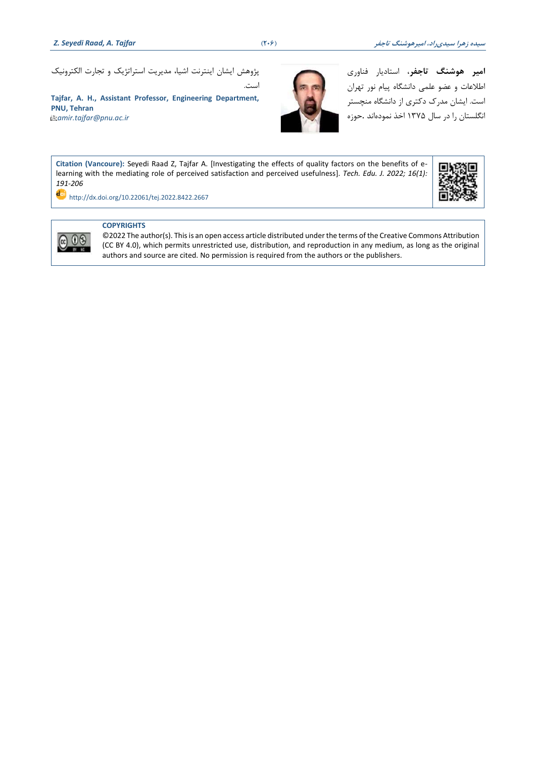**امیر هوشنگ تاجفر**، استادیار فناوری اطلاعات و عضو علمی دانشگاه پیام نور تهران است. ایشان مدرک دکتری از دانشگاه منچستر انگلستان را در سال ۱۳۷۵ اخذ نموده‌اند. حوزه پژوهش ایشان اینترنت اشیا، مدیریت استراتژیک و تجارت الکترونیک است.

**Tajfar, A. H., Assistant Professor, Engineering Department, PNU, Tehran**
*amir.tajfar@pnu.ac.ir*

**Citation (Vancoure):** Seyedi Raad Z, Tajfar A. [Investigating the effects of quality factors on the benefits of e-learning with the mediating role of perceived satisfaction and perceived usefulness]. *Tech. Edu. J. 2022; 16(1): 191-206*

http://dx.doi.org/10.22061/tej.2022.8422.2667

**COPYRIGHTS**
©2022 The author(s). This is an open access article distributed under the terms of the Creative Commons Attribution (CC BY 4.0), which permits unrestricted use, distribution, and reproduction in any medium, as long as the original authors and source are cited. No permission is required from the authors or the publishers.